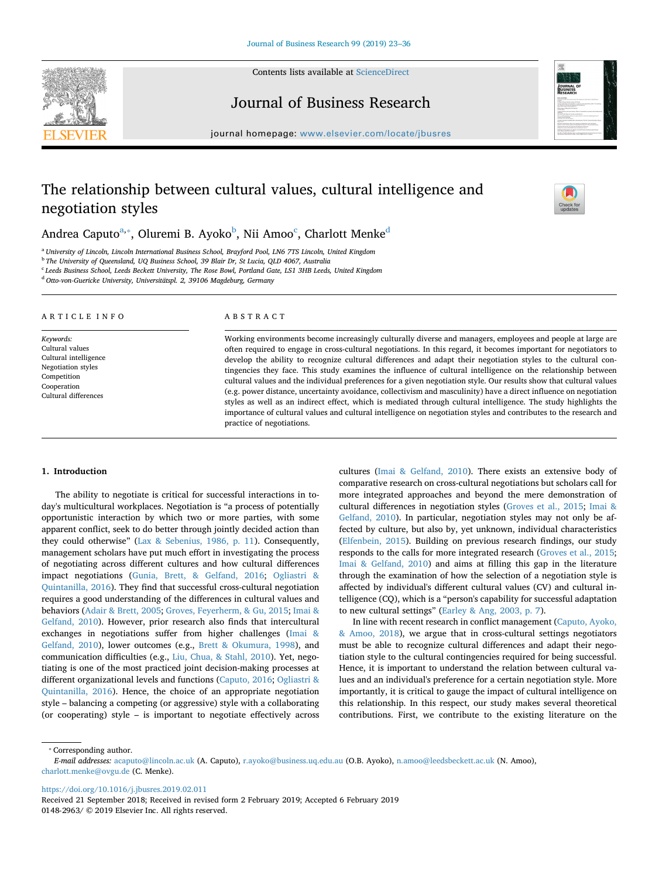# The relationship between cultural values, cultural intelligence and negotiation styles

Andrea Caputo[a,*], Oluremi B. Ayoko[b], Nii Amoo[c], Charlott Menke[d]

[a] University of Lincoln, Lincoln International Business School, Brayford Pool, LN6 7TS Lincoln, United Kingdom
[b] The University of Queensland, UQ Business School, 39 Blair Dr, St Lucia, QLD 4067, Australia
[c] Leeds Business School, Leeds Beckett University, The Rose Bowl, Portland Gate, LS1 3HB Leeds, United Kingdom
[d] Otto-von-Guericke University, Universitätspl. 2, 39106 Magdeburg, Germany

## ARTICLE INFO

*Keywords:*
Cultural values
Cultural intelligence
Negotiation styles
Competition
Cooperation
Cultural differences

## ABSTRACT

Working environments become increasingly culturally diverse and managers, employees and people at large are often required to engage in cross-cultural negotiations. In this regard, it becomes important for negotiators to develop the ability to recognize cultural differences and adapt their negotiation styles to the cultural contingencies they face. This study examines the influence of cultural intelligence on the relationship between cultural values and the individual preferences for a given negotiation style. Our results show that cultural values (e.g. power distance, uncertainty avoidance, collectivism and masculinity) have a direct influence on negotiation styles as well as an indirect effect, which is mediated through cultural intelligence. The study highlights the importance of cultural values and cultural intelligence on negotiation styles and contributes to the research and practice of negotiations.

## 1. Introduction

The ability to negotiate is critical for successful interactions in today's multicultural workplaces. Negotiation is "a process of potentially opportunistic interaction by which two or more parties, with some apparent conflict, seek to do better through jointly decided action than they could otherwise" (Lax & Sebenius, 1986, p. 11). Consequently, management scholars have put much effort in investigating the process of negotiating across different cultures and how cultural differences impact negotiations (Gunia, Brett, & Gelfand, 2016; Ogliastri & Quintanilla, 2016). They find that successful cross-cultural negotiation requires a good understanding of the differences in cultural values and behaviors (Adair & Brett, 2005; Groves, Feyerherm, & Gu, 2015; Imai & Gelfand, 2010). However, prior research also finds that intercultural exchanges in negotiations suffer from higher challenges (Imai & Gelfand, 2010), lower outcomes (e.g., Brett & Okumura, 1998), and communication difficulties (e.g., Liu, Chua, & Stahl, 2010). Yet, negotiating is one of the most practiced joint decision-making processes at different organizational levels and functions (Caputo, 2016; Ogliastri & Quintanilla, 2016). Hence, the choice of an appropriate negotiation style – balancing a competing (or aggressive) style with a collaborating (or cooperating) style – is important to negotiate effectively across cultures (Imai & Gelfand, 2010). There exists an extensive body of comparative research on cross-cultural negotiations but scholars call for more integrated approaches and beyond the mere demonstration of cultural differences in negotiation styles (Groves et al., 2015; Imai & Gelfand, 2010). In particular, negotiation styles may not only be affected by culture, but also by, yet unknown, individual characteristics (Elfenbein, 2015). Building on previous research findings, our study responds to the calls for more integrated research (Groves et al., 2015; Imai & Gelfand, 2010) and aims at filling this gap in the literature through the examination of how the selection of a negotiation style is affected by individual's different cultural values (CV) and cultural intelligence (CQ), which is a "person's capability for successful adaptation to new cultural settings" (Earley & Ang, 2003, p. 7).

In line with recent research in conflict management (Caputo, Ayoko, & Amoo, 2018), we argue that in cross-cultural settings negotiators must be able to recognize cultural differences and adapt their negotiation style to the cultural contingencies required for being successful. Hence, it is important to understand the relation between cultural values and an individual's preference for a certain negotiation style. More importantly, it is critical to gauge the impact of cultural intelligence on this relationship. In this respect, our study makes several theoretical contributions. First, we contribute to the existing literature on the

---

* Corresponding author.
*E-mail addresses:* acaputo@lincoln.ac.uk (A. Caputo), r.ayoko@business.uq.edu.au (O.B. Ayoko), n.amoo@leedsbeckett.ac.uk (N. Amoo), charlott.menke@ovgu.de (C. Menke).

https://doi.org/10.1016/j.jbusres.2019.02.011
Received 21 September 2018; Received in revised form 2 February 2019; Accepted 6 February 2019
0148-2963/ © 2019 Elsevier Inc. All rights reserved.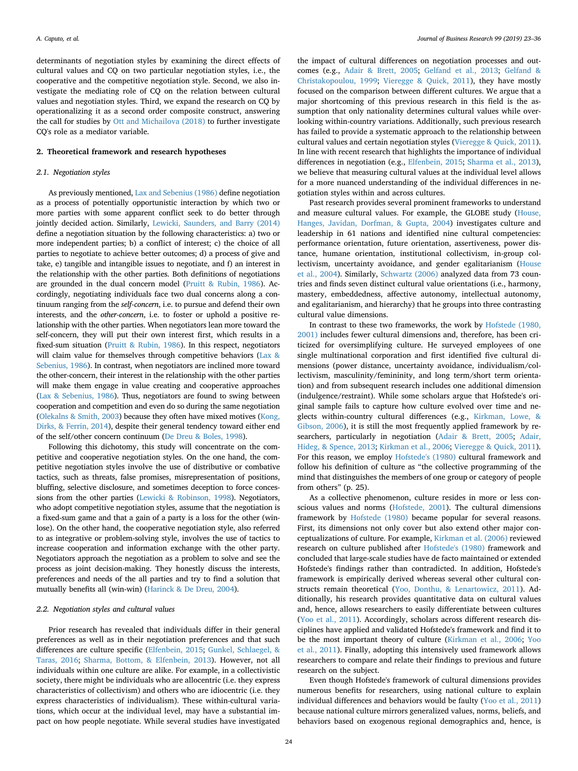determinants of negotiation styles by examining the direct effects of cultural values and CQ on two particular negotiation styles, i.e., the cooperative and the competitive negotiation style. Second, we also investigate the mediating role of CQ on the relation between cultural values and negotiation styles. Third, we expand the research on CQ by operationalizing it as a second order composite construct, answering the call for studies by Ott and Michailova (2018) to further investigate CQ's role as a mediator variable.

## 2. Theoretical framework and research hypotheses

### 2.1. Negotiation styles

As previously mentioned, Lax and Sebenius (1986) define negotiation as a process of potentially opportunistic interaction by which two or more parties with some apparent conflict seek to do better through jointly decided action. Similarly, Lewicki, Saunders, and Barry (2014) define a negotiation situation by the following characteristics: a) two or more independent parties; b) a conflict of interest; c) the choice of all parties to negotiate to achieve better outcomes; d) a process of give and take, e) tangible and intangible issues to negotiate, and f) an interest in the relationship with the other parties. Both definitions of negotiations are grounded in the dual concern model (Pruitt & Rubin, 1986). Accordingly, negotiating individuals face two dual concerns along a continuum ranging from the *self-concern*, i.e. to pursue and defend their own interests, and the *other-concern*, i.e. to foster or uphold a positive relationship with the other parties. When negotiators lean more toward the self-concern, they will put their own interest first, which results in a fixed-sum situation (Pruitt & Rubin, 1986). In this respect, negotiators will claim value for themselves through competitive behaviors (Lax & Sebenius, 1986). In contrast, when negotiators are inclined more toward the other-concern, their interest in the relationship with the other parties will make them engage in value creating and cooperative approaches (Lax & Sebenius, 1986). Thus, negotiators are found to swing between cooperation and competition and even do so during the same negotiation (Olekalns & Smith, 2003) because they often have mixed motives (Kong, Dirks, & Ferrin, 2014), despite their general tendency toward either end of the self/other concern continuum (De Dreu & Boles, 1998).

Following this dichotomy, this study will concentrate on the competitive and cooperative negotiation styles. On the one hand, the competitive negotiation styles involve the use of distributive or combative tactics, such as threats, false promises, misrepresentation of positions, bluffing, selective disclosure, and sometimes deception to force concessions from the other parties (Lewicki & Robinson, 1998). Negotiators, who adopt competitive negotiation styles, assume that the negotiation is a fixed-sum game and that a gain of a party is a loss for the other (win-lose). On the other hand, the cooperative negotiation style, also referred to as integrative or problem-solving style, involves the use of tactics to increase cooperation and information exchange with the other party. Negotiators approach the negotiation as a problem to solve and see the process as joint decision-making. They honestly discuss the interests, preferences and needs of the all parties and try to find a solution that mutually benefits all (win-win) (Harinck & De Dreu, 2004).

### 2.2. Negotiation styles and cultural values

Prior research has revealed that individuals differ in their general preferences as well as in their negotiation preferences and that such differences are culture specific (Elfenbein, 2015; Gunkel, Schlaegel, & Taras, 2016; Sharma, Bottom, & Elfenbein, 2013). However, not all individuals within one culture are alike. For example, in a collectivistic society, there might be individuals who are allocentric (i.e. they express characteristics of collectivism) and others who are idiocentric (i.e. they express characteristics of individualism). These within-cultural variations, which occur at the individual level, may have a substantial impact on how people negotiate. While several studies have investigated the impact of cultural differences on negotiation processes and outcomes (e.g., Adair & Brett, 2005; Gelfand et al., 2013; Gelfand & Christakopoulou, 1999; Vieregge & Quick, 2011), they have mostly focused on the comparison between different cultures. We argue that a major shortcoming of this previous research in this field is the assumption that only nationality determines cultural values while overlooking within-country variations. Additionally, such previous research has failed to provide a systematic approach to the relationship between cultural values and certain negotiation styles (Vieregge & Quick, 2011). In line with recent research that highlights the importance of individual differences in negotiation (e.g., Elfenbein, 2015; Sharma et al., 2013), we believe that measuring cultural values at the individual level allows for a more nuanced understanding of the individual differences in negotiation styles within and across cultures.

Past research provides several prominent frameworks to understand and measure cultural values. For example, the GLOBE study (House, Hanges, Javidan, Dorfman, & Gupta, 2004) investigates culture and leadership in 61 nations and identified nine cultural competencies: performance orientation, future orientation, assertiveness, power distance, humane orientation, institutional collectivism, in-group collectivism, uncertainty avoidance, and gender egalitarianism (House et al., 2004). Similarly, Schwartz (2006) analyzed data from 73 countries and finds seven distinct cultural value orientations (i.e., harmony, mastery, embeddedness, affective autonomy, intellectual autonomy, and egalitarianism, and hierarchy) that he groups into three contrasting cultural value dimensions.

In contrast to these two frameworks, the work by Hofstede (1980, 2001) includes fewer cultural dimensions and, therefore, has been criticized for oversimplifying culture. He surveyed employees of one single multinational corporation and first identified five cultural dimensions (power distance, uncertainty avoidance, individualism/collectivism, masculinity/femininity, and long term/short term orientation) and from subsequent research includes one additional dimension (indulgence/restraint). While some scholars argue that Hofstede's original sample fails to capture how culture evolved over time and neglects within-country cultural differences (e.g., Kirkman, Lowe, & Gibson, 2006), it is still the most frequently applied framework by researchers, particularly in negotiation (Adair & Brett, 2005; Adair, Hideg, & Spence, 2013; Kirkman et al., 2006; Vieregge & Quick, 2011). For this reason, we employ Hofstede's (1980) cultural framework and follow his definition of culture as "the collective programming of the mind that distinguishes the members of one group or category of people from others" (p. 25).

As a collective phenomenon, culture resides in more or less conscious values and norms (Hofstede, 2001). The cultural dimensions framework by Hofstede (1980) became popular for several reasons. First, its dimensions not only cover but also extend other major conceptualizations of culture. For example, Kirkman et al. (2006) reviewed research on culture published after Hofstede's (1980) framework and concluded that large-scale studies have de facto maintained or extended Hofstede's findings rather than contradicted. In addition, Hofstede's framework is empirically derived whereas several other cultural constructs remain theoretical (Yoo, Donthu, & Lenartowicz, 2011). Additionally, his research provides quantitative data on cultural values and, hence, allows researchers to easily differentiate between cultures (Yoo et al., 2011). Accordingly, scholars across different research disciplines have applied and validated Hofstede's framework and find it to be the most important theory of culture (Kirkman et al., 2006; Yoo et al., 2011). Finally, adopting this intensively used framework allows researchers to compare and relate their findings to previous and future research on the subject.

Even though Hofstede's framework of cultural dimensions provides numerous benefits for researchers, using national culture to explain individual differences and behaviors would be faulty (Yoo et al., 2011) because national culture mirrors generalized values, norms, beliefs, and behaviors based on exogenous regional demographics and, hence, is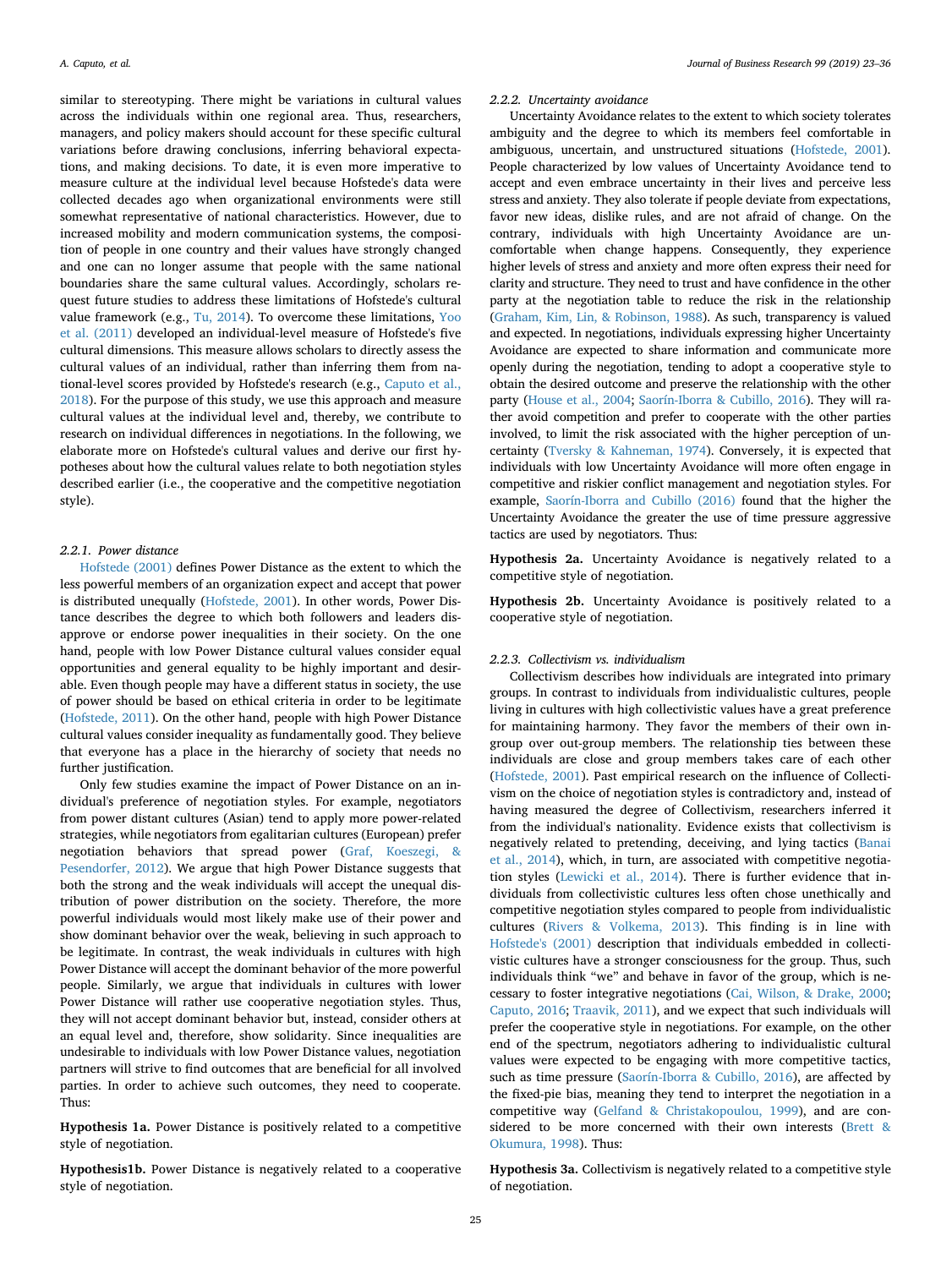similar to stereotyping. There might be variations in cultural values across the individuals within one regional area. Thus, researchers, managers, and policy makers should account for these specific cultural variations before drawing conclusions, inferring behavioral expectations, and making decisions. To date, it is even more imperative to measure culture at the individual level because Hofstede's data were collected decades ago when organizational environments were still somewhat representative of national characteristics. However, due to increased mobility and modern communication systems, the composition of people in one country and their values have strongly changed and one can no longer assume that people with the same national boundaries share the same cultural values. Accordingly, scholars request future studies to address these limitations of Hofstede's cultural value framework (e.g., Tu, 2014). To overcome these limitations, Yoo et al. (2011) developed an individual-level measure of Hofstede's five cultural dimensions. This measure allows scholars to directly assess the cultural values of an individual, rather than inferring them from national-level scores provided by Hofstede's research (e.g., Caputo et al., 2018). For the purpose of this study, we use this approach and measure cultural values at the individual level and, thereby, we contribute to research on individual differences in negotiations. In the following, we elaborate more on Hofstede's cultural values and derive our first hypotheses about how the cultural values relate to both negotiation styles described earlier (i.e., the cooperative and the competitive negotiation style).

#### 2.2.1. Power distance

Hofstede (2001) defines Power Distance as the extent to which the less powerful members of an organization expect and accept that power is distributed unequally (Hofstede, 2001). In other words, Power Distance describes the degree to which both followers and leaders disapprove or endorse power inequalities in their society. On the one hand, people with low Power Distance cultural values consider equal opportunities and general equality to be highly important and desirable. Even though people may have a different status in society, the use of power should be based on ethical criteria in order to be legitimate (Hofstede, 2011). On the other hand, people with high Power Distance cultural values consider inequality as fundamentally good. They believe that everyone has a place in the hierarchy of society that needs no further justification.

Only few studies examine the impact of Power Distance on an individual's preference of negotiation styles. For example, negotiators from power distant cultures (Asian) tend to apply more power-related strategies, while negotiators from egalitarian cultures (European) prefer negotiation behaviors that spread power (Graf, Koeszegi, & Pesendorfer, 2012). We argue that high Power Distance suggests that both the strong and the weak individuals will accept the unequal distribution of power distribution on the society. Therefore, the more powerful individuals would most likely make use of their power and show dominant behavior over the weak, believing in such approach to be legitimate. In contrast, the weak individuals in cultures with high Power Distance will accept the dominant behavior of the more powerful people. Similarly, we argue that individuals in cultures with lower Power Distance will rather use cooperative negotiation styles. Thus, they will not accept dominant behavior but, instead, consider others at an equal level and, therefore, show solidarity. Since inequalities are undesirable to individuals with low Power Distance values, negotiation partners will strive to find outcomes that are beneficial for all involved parties. In order to achieve such outcomes, they need to cooperate. Thus:

**Hypothesis 1a.** Power Distance is positively related to a competitive style of negotiation.

**Hypothesis1b.** Power Distance is negatively related to a cooperative style of negotiation.

#### 2.2.2. Uncertainty avoidance

Uncertainty Avoidance relates to the extent to which society tolerates ambiguity and the degree to which its members feel comfortable in ambiguous, uncertain, and unstructured situations (Hofstede, 2001). People characterized by low values of Uncertainty Avoidance tend to accept and even embrace uncertainty in their lives and perceive less stress and anxiety. They also tolerate if people deviate from expectations, favor new ideas, dislike rules, and are not afraid of change. On the contrary, individuals with high Uncertainty Avoidance are uncomfortable when change happens. Consequently, they experience higher levels of stress and anxiety and more often express their need for clarity and structure. They need to trust and have confidence in the other party at the negotiation table to reduce the risk in the relationship (Graham, Kim, Lin, & Robinson, 1988). As such, transparency is valued and expected. In negotiations, individuals expressing higher Uncertainty Avoidance are expected to share information and communicate more openly during the negotiation, tending to adopt a cooperative style to obtain the desired outcome and preserve the relationship with the other party (House et al., 2004; Saorín-Iborra & Cubillo, 2016). They will rather avoid competition and prefer to cooperate with the other parties involved, to limit the risk associated with the higher perception of uncertainty (Tversky & Kahneman, 1974). Conversely, it is expected that individuals with low Uncertainty Avoidance will more often engage in competitive and riskier conflict management and negotiation styles. For example, Saorín-Iborra and Cubillo (2016) found that the higher the Uncertainty Avoidance the greater the use of time pressure aggressive tactics are used by negotiators. Thus:

**Hypothesis 2a.** Uncertainty Avoidance is negatively related to a competitive style of negotiation.

**Hypothesis 2b.** Uncertainty Avoidance is positively related to a cooperative style of negotiation.

#### 2.2.3. Collectivism vs. individualism

Collectivism describes how individuals are integrated into primary groups. In contrast to individuals from individualistic cultures, people living in cultures with high collectivistic values have a great preference for maintaining harmony. They favor the members of their own in-group over out-group members. The relationship ties between these individuals are close and group members takes care of each other (Hofstede, 2001). Past empirical research on the influence of Collectivism on the choice of negotiation styles is contradictory and, instead of having measured the degree of Collectivism, researchers inferred it from the individual's nationality. Evidence exists that collectivism is negatively related to pretending, deceiving, and lying tactics (Banai et al., 2014), which, in turn, are associated with competitive negotiation styles (Lewicki et al., 2014). There is further evidence that individuals from collectivistic cultures less often chose unethically and competitive negotiation styles compared to people from individualistic cultures (Rivers & Volkema, 2013). This finding is in line with Hofstede's (2001) description that individuals embedded in collectivistic cultures have a stronger consciousness for the group. Thus, such individuals think "we" and behave in favor of the group, which is necessary to foster integrative negotiations (Cai, Wilson, & Drake, 2000; Caputo, 2016; Traavik, 2011), and we expect that such individuals will prefer the cooperative style in negotiations. For example, on the other end of the spectrum, negotiators adhering to individualistic cultural values were expected to be engaging with more competitive tactics, such as time pressure (Saorín-Iborra & Cubillo, 2016), are affected by the fixed-pie bias, meaning they tend to interpret the negotiation in a competitive way (Gelfand & Christakopoulou, 1999), and are considered to be more concerned with their own interests (Brett & Okumura, 1998). Thus:

**Hypothesis 3a.** Collectivism is negatively related to a competitive style of negotiation.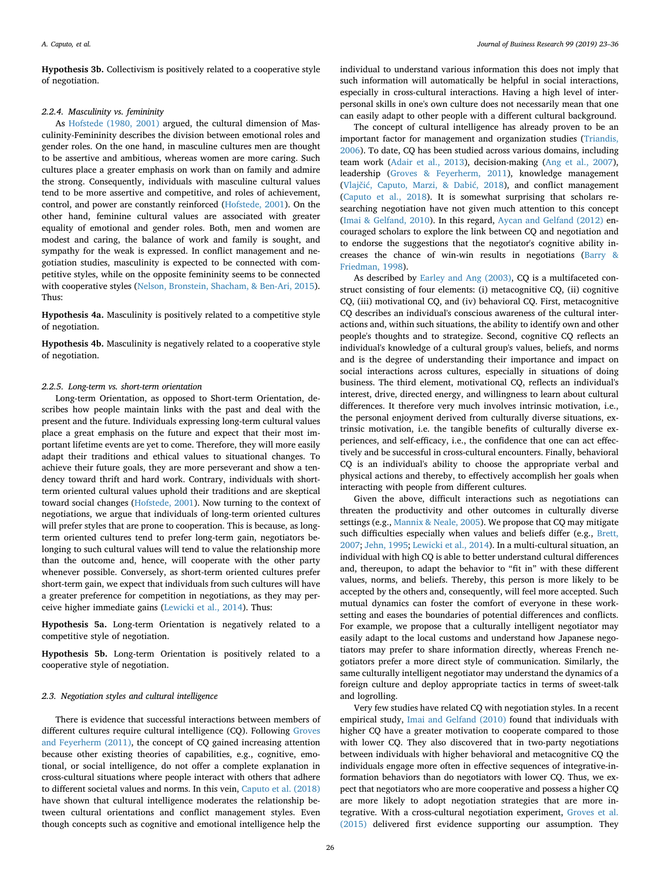**Hypothesis 3b.** Collectivism is positively related to a cooperative style of negotiation.

#### 2.2.4. Masculinity vs. femininity

As Hofstede (1980, 2001) argued, the cultural dimension of Masculinity-Femininity describes the division between emotional roles and gender roles. On the one hand, in masculine cultures men are thought to be assertive and ambitious, whereas women are more caring. Such cultures place a greater emphasis on work than on family and admire the strong. Consequently, individuals with masculine cultural values tend to be more assertive and competitive, and roles of achievement, control, and power are constantly reinforced (Hofstede, 2001). On the other hand, feminine cultural values are associated with greater equality of emotional and gender roles. Both, men and women are modest and caring, the balance of work and family is sought, and sympathy for the weak is expressed. In conflict management and negotiation studies, masculinity is expected to be connected with competitive styles, while on the opposite femininity seems to be connected with cooperative styles (Nelson, Bronstein, Shacham, & Ben-Ari, 2015). Thus:

**Hypothesis 4a.** Masculinity is positively related to a competitive style of negotiation.

**Hypothesis 4b.** Masculinity is negatively related to a cooperative style of negotiation.

#### 2.2.5. Long-term vs. short-term orientation

Long-term Orientation, as opposed to Short-term Orientation, describes how people maintain links with the past and deal with the present and the future. Individuals expressing long-term cultural values place a great emphasis on the future and expect that their most important lifetime events are yet to come. Therefore, they will more easily adapt their traditions and ethical values to situational changes. To achieve their future goals, they are more perseverant and show a tendency toward thrift and hard work. Contrary, individuals with short-term oriented cultural values uphold their traditions and are skeptical toward social changes (Hofstede, 2001). Now turning to the context of negotiations, we argue that individuals of long-term oriented cultures will prefer styles that are prone to cooperation. This is because, as long-term oriented cultures tend to prefer long-term gain, negotiators belonging to such cultural values will tend to value the relationship more than the outcome and, hence, will cooperate with the other party whenever possible. Conversely, as short-term oriented cultures prefer short-term gain, we expect that individuals from such cultures will have a greater preference for competition in negotiations, as they may perceive higher immediate gains (Lewicki et al., 2014). Thus:

**Hypothesis 5a.** Long-term Orientation is negatively related to a competitive style of negotiation.

**Hypothesis 5b.** Long-term Orientation is positively related to a cooperative style of negotiation.

### 2.3. Negotiation styles and cultural intelligence

There is evidence that successful interactions between members of different cultures require cultural intelligence (CQ). Following Groves and Feyerherm (2011), the concept of CQ gained increasing attention because other existing theories of capabilities, e.g., cognitive, emotional, or social intelligence, do not offer a complete explanation in cross-cultural situations where people interact with others that adhere to different societal values and norms. In this vein, Caputo et al. (2018) have shown that cultural intelligence moderates the relationship between cultural orientations and conflict management styles. Even though concepts such as cognitive and emotional intelligence help the individual to understand various information this does not imply that such information will automatically be helpful in social interactions, especially in cross-cultural interactions. Having a high level of interpersonal skills in one's own culture does not necessarily mean that one can easily adapt to other people with a different cultural background.

The concept of cultural intelligence has already proven to be an important factor for management and organization studies (Triandis, 2006). To date, CQ has been studied across various domains, including team work (Adair et al., 2013), decision-making (Ang et al., 2007), leadership (Groves & Feyerherm, 2011), knowledge management (Vlajčić, Caputo, Marzi, & Dabić, 2018), and conflict management (Caputo et al., 2018). It is somewhat surprising that scholars researching negotiation have not given much attention to this concept (Imai & Gelfand, 2010). In this regard, Aycan and Gelfand (2012) encouraged scholars to explore the link between CQ and negotiation and to endorse the suggestions that the negotiator's cognitive ability increases the chance of win-win results in negotiations (Barry & Friedman, 1998).

As described by Earley and Ang (2003), CQ is a multifaceted construct consisting of four elements: (i) metacognitive CQ, (ii) cognitive CQ, (iii) motivational CQ, and (iv) behavioral CQ. First, metacognitive CQ describes an individual's conscious awareness of the cultural interactions and, within such situations, the ability to identify own and other people's thoughts and to strategize. Second, cognitive CQ reflects an individual's knowledge of a cultural group's values, beliefs, and norms and is the degree of understanding their importance and impact on social interactions across cultures, especially in situations of doing business. The third element, motivational CQ, reflects an individual's interest, drive, directed energy, and willingness to learn about cultural differences. It therefore very much involves intrinsic motivation, i.e., the personal enjoyment derived from culturally diverse situations, extrinsic motivation, i.e. the tangible benefits of culturally diverse experiences, and self-efficacy, i.e., the confidence that one can act effectively and be successful in cross-cultural encounters. Finally, behavioral CQ is an individual's ability to choose the appropriate verbal and physical actions and thereby, to effectively accomplish her goals when interacting with people from different cultures.

Given the above, difficult interactions such as negotiations can threaten the productivity and other outcomes in culturally diverse settings (e.g., Mannix & Neale, 2005). We propose that CQ may mitigate such difficulties especially when values and beliefs differ (e.g., Brett, 2007; Jehn, 1995; Lewicki et al., 2014). In a multi-cultural situation, an individual with high CQ is able to better understand cultural differences and, thereupon, to adapt the behavior to "fit in" with these different values, norms, and beliefs. Thereby, this person is more likely to be accepted by the others and, consequently, will feel more accepted. Such mutual dynamics can foster the comfort of everyone in these work-setting and eases the boundaries of potential differences and conflicts. For example, we propose that a culturally intelligent negotiator may easily adapt to the local customs and understand how Japanese negotiators may prefer to share information directly, whereas French negotiators prefer a more direct style of communication. Similarly, the same culturally intelligent negotiator may understand the dynamics of a foreign culture and deploy appropriate tactics in terms of sweet-talk and logrolling.

Very few studies have related CQ with negotiation styles. In a recent empirical study, Imai and Gelfand (2010) found that individuals with higher CQ have a greater motivation to cooperate compared to those with lower CQ. They also discovered that in two-party negotiations between individuals with higher behavioral and metacognitive CQ the individuals engage more often in effective sequences of integrative-information behaviors than do negotiators with lower CQ. Thus, we expect that negotiators who are more cooperative and possess a higher CQ are more likely to adopt negotiation strategies that are more integrative. With a cross-cultural negotiation experiment, Groves et al. (2015) delivered first evidence supporting our assumption. They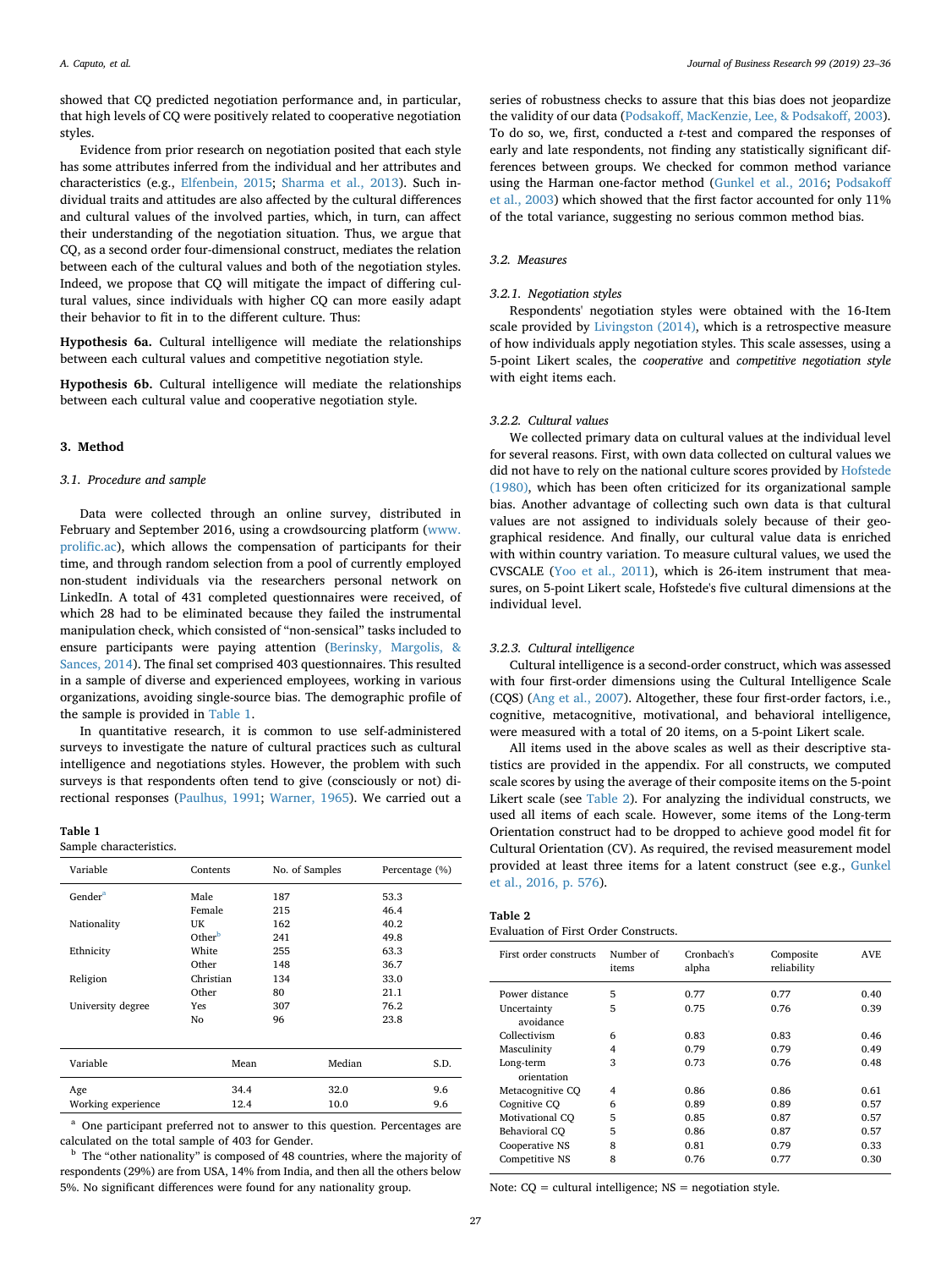showed that CQ predicted negotiation performance and, in particular, that high levels of CQ were positively related to cooperative negotiation styles.

Evidence from prior research on negotiation posited that each style has some attributes inferred from the individual and her attributes and characteristics (e.g., Elfenbein, 2015; Sharma et al., 2013). Such individual traits and attitudes are also affected by the cultural differences and cultural values of the involved parties, which, in turn, can affect their understanding of the negotiation situation. Thus, we argue that CQ, as a second order four-dimensional construct, mediates the relation between each of the cultural values and both of the negotiation styles. Indeed, we propose that CQ will mitigate the impact of differing cultural values, since individuals with higher CQ can more easily adapt their behavior to fit in to the different culture. Thus:

**Hypothesis 6a.** Cultural intelligence will mediate the relationships between each cultural values and competitive negotiation style.

**Hypothesis 6b.** Cultural intelligence will mediate the relationships between each cultural value and cooperative negotiation style.

## 3. Method

### 3.1. Procedure and sample

Data were collected through an online survey, distributed in February and September 2016, using a crowdsourcing platform (www.prolific.ac), which allows the compensation of participants for their time, and through random selection from a pool of currently employed non-student individuals via the researchers personal network on LinkedIn. A total of 431 completed questionnaires were received, of which 28 had to be eliminated because they failed the instrumental manipulation check, which consisted of "non-sensical" tasks included to ensure participants were paying attention (Berinsky, Margolis, & Sances, 2014). The final set comprised 403 questionnaires. This resulted in a sample of diverse and experienced employees, working in various organizations, avoiding single-source bias. The demographic profile of the sample is provided in Table 1.

In quantitative research, it is common to use self-administered surveys to investigate the nature of cultural practices such as cultural intelligence and negotiations styles. However, the problem with such surveys is that respondents often tend to give (consciously or not) directional responses (Paulhus, 1991; Warner, 1965). We carried out a series of robustness checks to assure that this bias does not jeopardize the validity of our data (Podsakoff, MacKenzie, Lee, & Podsakoff, 2003). To do so, we, first, conducted a *t*-test and compared the responses of early and late respondents, not finding any statistically significant differences between groups. We checked for common method variance using the Harman one-factor method (Gunkel et al., 2016; Podsakoff et al., 2003) which showed that the first factor accounted for only 11% of the total variance, suggesting no serious common method bias.

**Table 1**
Sample characteristics.

| Variable | Contents | No. of Samples | Percentage (%) |
|---|---|---|---|
| Gender[a] | Male | 187 | 53.3 |
| | Female | 215 | 46.4 |
| Nationality | UK | 162 | 40.2 |
| | Other[b] | 241 | 49.8 |
| Ethnicity | White | 255 | 63.3 |
| | Other | 148 | 36.7 |
| Religion | Christian | 134 | 33.0 |
| | Other | 80 | 21.1 |
| University degree | Yes | 307 | 76.2 |
| | No | 96 | 23.8 |

| Variable | Mean | Median | S.D. |
|---|---|---|---|
| Age | 34.4 | 32.0 | 9.6 |
| Working experience | 12.4 | 10.0 | 9.6 |

[a] One participant preferred not to answer to this question. Percentages are calculated on the total sample of 403 for Gender.

[b] The "other nationality" is composed of 48 countries, where the majority of respondents (29%) are from USA, 14% from India, and then all the others below 5%. No significant differences were found for any nationality group.

### 3.2. Measures

#### 3.2.1. Negotiation styles

Respondents' negotiation styles were obtained with the 16-Item scale provided by Livingston (2014), which is a retrospective measure of how individuals apply negotiation styles. This scale assesses, using a 5-point Likert scales, the *cooperative* and *competitive negotiation style* with eight items each.

#### 3.2.2. Cultural values

We collected primary data on cultural values at the individual level for several reasons. First, with own data collected on cultural values we did not have to rely on the national culture scores provided by Hofstede (1980), which has been often criticized for its organizational sample bias. Another advantage of collecting such own data is that cultural values are not assigned to individuals solely because of their geographical residence. And finally, our cultural value data is enriched with within country variation. To measure cultural values, we used the CVSCALE (Yoo et al., 2011), which is 26-item instrument that measures, on 5-point Likert scale, Hofstede's five cultural dimensions at the individual level.

#### 3.2.3. Cultural intelligence

Cultural intelligence is a second-order construct, which was assessed with four first-order dimensions using the Cultural Intelligence Scale (CQS) (Ang et al., 2007). Altogether, these four first-order factors, i.e., cognitive, metacognitive, motivational, and behavioral intelligence, were measured with a total of 20 items, on a 5-point Likert scale.

All items used in the above scales as well as their descriptive statistics are provided in the appendix. For all constructs, we computed scale scores by using the average of their composite items on the 5-point Likert scale (see Table 2). For analyzing the individual constructs, we used all items of each scale. However, some items of the Long-term Orientation construct had to be dropped to achieve good model fit for Cultural Orientation (CV). As required, the revised measurement model provided at least three items for a latent construct (see e.g., Gunkel et al., 2016, p. 576).

**Table 2**
Evaluation of First Order Constructs.

| First order constructs | Number of items | Cronbach's alpha | Composite reliability | AVE |
|---|---|---|---|---|
| Power distance | 5 | 0.77 | 0.77 | 0.40 |
| Uncertainty avoidance | 5 | 0.75 | 0.76 | 0.39 |
| Collectivism | 6 | 0.83 | 0.83 | 0.46 |
| Masculinity | 4 | 0.79 | 0.79 | 0.49 |
| Long-term orientation | 3 | 0.73 | 0.76 | 0.48 |
| Metacognitive CQ | 4 | 0.86 | 0.86 | 0.61 |
| Cognitive CQ | 6 | 0.89 | 0.89 | 0.57 |
| Motivational CQ | 5 | 0.85 | 0.87 | 0.57 |
| Behavioral CQ | 5 | 0.86 | 0.87 | 0.57 |
| Cooperative NS | 8 | 0.81 | 0.79 | 0.33 |
| Competitive NS | 8 | 0.76 | 0.77 | 0.30 |

Note: CQ = cultural intelligence; NS = negotiation style.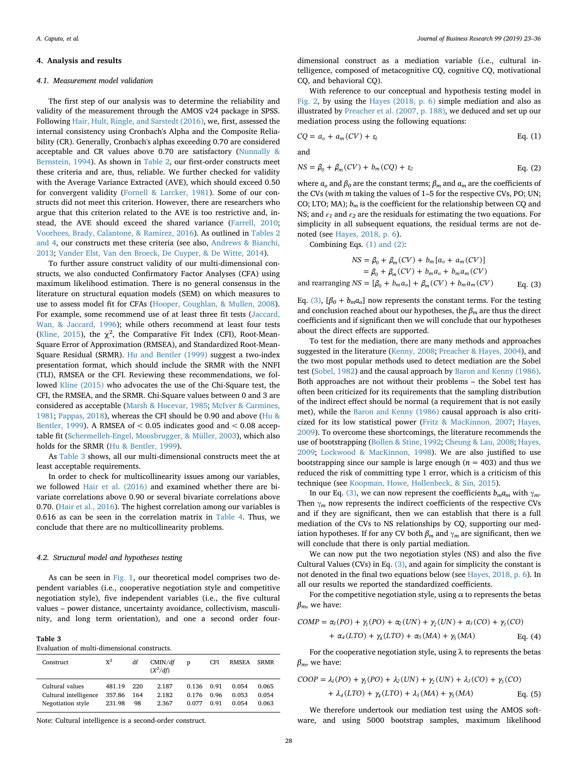## 4. Analysis and results

### 4.1. Measurement model validation

The first step of our analysis was to determine the reliability and validity of the measurement through the AMOS v24 package in SPSS. Following Hair, Hult, Ringle, and Sarstedt (2016), we, first, assessed the internal consistency using Cronbach's Alpha and the Composite Reliability (CR). Generally, Cronbach's alphas exceeding 0.70 are considered acceptable and CR values above 0.70 are satisfactory (Nunnally & Bernstein, 1994). As shown in Table 2, our first-order constructs meet these criteria and are, thus, reliable. We further checked for validity with the Average Variance Extracted (AVE), which should exceed 0.50 for convergent validity (Fornell & Larcker, 1981). Some of our constructs did not meet this criterion. However, there are researchers who argue that this criterion related to the AVE is too restrictive and, instead, the AVE should exceed the shared variance (Farrell, 2010; Voorhees, Brady, Calantone, & Ramirez, 2016). As outlined in Tables 2 and 4, our constructs met these criteria (see also, Andrews & Bianchi, 2013; Vander Elst, Van den Broeck, De Cuyper, & De Witte, 2014).

To further assure construct validity of our multi-dimensional constructs, we also conducted Confirmatory Factor Analyses (CFA) using maximum likelihood estimation. There is no general consensus in the literature on structural equation models (SEM) on which measures to use to assess model fit for CFAs (Hooper, Coughlan, & Mullen, 2008). For example, some recommend use of at least three fit tests (Jaccard, Wan, & Jaccard, 1996); while others recommend at least four tests (Kline, 2015), the $\chi^2$, the Comparative Fit Index (CFI), Root-Mean-Square Error of Approximation (RMSEA), and Standardized Root-Mean-Square Residual (SRMR). Hu and Bentler (1999) suggest a two-index presentation format, which should include the SRMR with the NNFI (TLI), RMSEA or the CFI. Reviewing these recommendations, we followed Kline (2015) who advocates the use of the Chi-Square test, the CFI, the RMSEA, and the SRMR. Chi-Square values between 0 and 3 are considered as acceptable (Marsh & Hocevar, 1985; McIver & Carmines, 1981; Pappas, 2018), whereas the CFI should be 0.90 and above (Hu & Bentler, 1999). A RMSEA of < 0.05 indicates good and < 0.08 acceptable fit (Schermelleh-Engel, Moosbrugger, & Müller, 2003), which also holds for the SRMR (Hu & Bentler, 1999).

As Table 3 shows, all our multi-dimensional constructs meet the at least acceptable requirements.

In order to check for multicollinearity issues among our variables, we followed Hair et al. (2016) and examined whether there are bivariate correlations above 0.90 or several bivariate correlations above 0.70. (Hair et al., 2016). The highest correlation among our variables is 0.616 as can be seen in the correlation matrix in Table 4. Thus, we conclude that there are no multicollinearity problems.

**Table 3**
Evaluation of multi-dimensional constructs.

| Construct | $X^2$ | df | CMIN/df ($X^2$/df) | p | CFI | RMSEA | SRMR |
|---|---|---|---|---|---|---|---|
| Cultural values | 481.19 | 220 | 2.187 | 0.136 | 0.91 | 0.054 | 0.065 |
| Cultural intelligence | 357.86 | 164 | 2.182 | 0.176 | 0.96 | 0.053 | 0.054 |
| Negotiation style | 231.98 | 98 | 2.367 | 0.077 | 0.91 | 0.054 | 0.063 |

Note: Cultural intelligence is a second-order construct.

### 4.2. Structural model and hypotheses testing

As can be seen in Fig. 1, our theoretical model comprises two dependent variables (i.e., cooperative negotiation style and competitive negotiation style), five independent variables (i.e., the five cultural values – power distance, uncertainty avoidance, collectivism, masculinity, and long term orientation), and one a second order four-dimensional construct as a mediation variable (i.e., cultural intelligence, composed of metacognitive CQ, cognitive CQ, motivational CQ, and behavioral CQ).

With reference to our conceptual and hypothesis testing model in Fig. 2, by using the Hayes (2018, p. 6) simple mediation and also as illustrated by Preacher et al. (2007, p. 188), we deduced and set up our mediation process using the following equations:

$$CQ = a_o + a_m(CV) + \varepsilon_1 \quad \text{Eq. (1)}$$

and

$$NS = \beta_0 + \beta_m(CV) + b_m(CQ) + \varepsilon_2 \quad \text{Eq. (2)}$$

where $a_o$ and $\beta_0$ are the constant terms; $\beta_m$ and $a_m$ are the coefficients of the CVs (with $m$ taking the values of 1–5 for the respective CVs, PO; UN; CO; LTO; MA); $b_m$ is the coefficient for the relationship between CQ and NS; and $\varepsilon_1$ and $\varepsilon_2$ are the residuals for estimating the two equations. For simplicity in all subsequent equations, the residual terms are not denoted (see Hayes, 2018, p. 6).

Combining Eqs. (1) and (2):

$$NS = \beta_0 + \beta_m(CV) + b_m[a_o + a_m(CV)]$$
$$= \beta_0 + \beta_m(CV) + b_m a_o + b_m a_m(CV)$$

and rearranging $NS = [\beta_0 + b_m a_o] + \beta_m(CV) + b_m a_m(CV)$ Eq. (3)

Eq. (3), $[\beta_0 + b_m a_o]$ now represents the constant terms. For the testing and conclusion reached about our hypotheses, the $\beta_m$ are thus the direct coefficients and if significant then we will conclude that our hypotheses about the direct effects are supported.

To test for the mediation, there are many methods and approaches suggested in the literature (Kenny, 2008; Preacher & Hayes, 2004), and the two most popular methods used to detect mediation are the Sobel test (Sobel, 1982) and the causal approach by Baron and Kenny (1986). Both approaches are not without their problems – the Sobel test has often been criticized for its requirements that the sampling distribution of the indirect effect should be normal (a requirement that is not easily met), while the Baron and Kenny (1986) causal approach is also criticized for its low statistical power (Fritz & MacKinnon, 2007; Hayes, 2009). To overcome these shortcomings, the literature recommends the use of bootstrapping (Bollen & Stine, 1992; Cheung & Lau, 2008; Hayes, 2009; Lockwood & MacKinnon, 1998). We are also justified to use bootstrapping since our sample is large enough ($n$ = 403) and thus we reduced the risk of committing type 1 error, which is a criticism of this technique (see Koopman, Howe, Hollenbeck, & Sin, 2015).

In our Eq. (3), we can now represent the coefficients $b_m a_m$ with $\gamma_m$. Then $\gamma_m$ now represents the indirect coefficients of the respective CVs and if they are significant, then we can establish that there is a full mediation of the CVs to NS relationships by CQ, supporting our mediation hypotheses. If for any CV both $\beta_m$ and $\gamma_m$ are significant, then we will conclude that there is only partial mediation.

We can now put the two negotiation styles (NS) and also the five Cultural Values (CVs) in Eq. (3), and again for simplicity the constant is not denoted in the final two equations below (see Hayes, 2018, p. 6). In all our results we reported the standardized coefficients.

For the competitive negotiation style, using α to represents the betas $\beta_m$, we have:

$$COMP = \alpha_1(PO) + \gamma_1(PO) + \alpha_2(UN) + \gamma_2(UN) + \alpha_3(CO) + \gamma_3(CO)$$
$$+ \alpha_4(LTO) + \gamma_4(LTO) + \alpha_5(MA) + \gamma_5(MA) \quad \text{Eq. (4)}$$

For the cooperative negotiation style, using λ to represents the betas $\beta_m$, we have:

$$COOP = \lambda_1(PO) + \gamma_1(PO) + \lambda_2(UN) + \gamma_2(UN) + \lambda_3(CO) + \gamma_3(CO)$$
$$+ \lambda_4(LTO) + \gamma_4(LTO) + \lambda_5(MA) + \gamma_5(MA) \quad \text{Eq. (5)}$$

We therefore undertook our mediation test using the AMOS software, and using 5000 bootstrap samples, maximum likelihood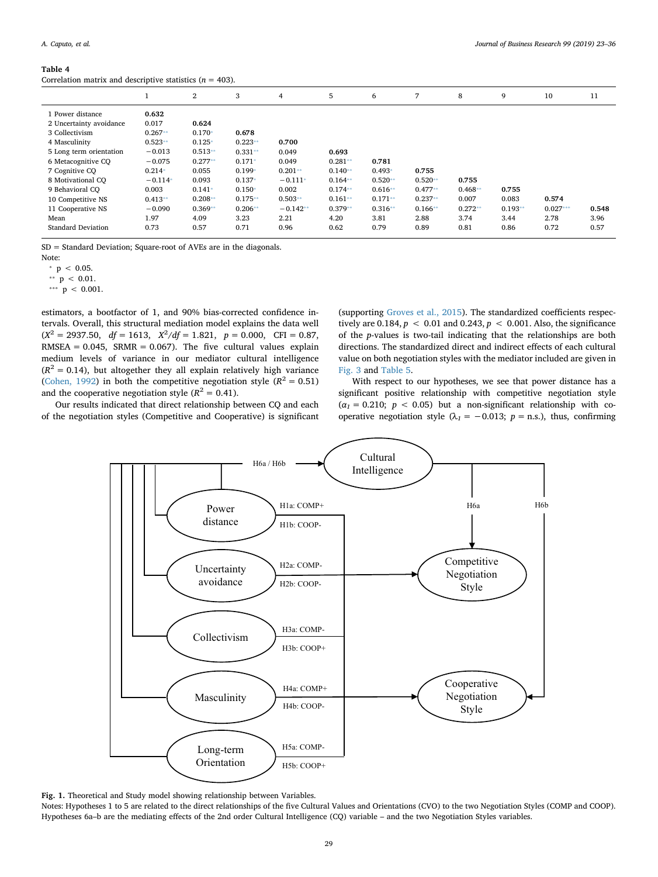**Table 4**
Correlation matrix and descriptive statistics ($n$ = 403).

| | 1 | 2 | 3 | 4 | 5 | 6 | 7 | 8 | 9 | 10 | 11 |
|---|---|---|---|---|---|---|---|---|---|---|---|
| 1 Power distance | **0.632** | | | | | | | | | | |
| 2 Uncertainty avoidance | 0.017 | **0.624** | | | | | | | | | |
| 3 Collectivism | 0.267** | 0.170* | **0.678** | | | | | | | | |
| 4 Masculinity | 0.523** | 0.125* | 0.223** | **0.700** | | | | | | | |
| 5 Long term orientation | −0.013 | 0.513** | 0.331** | 0.049 | **0.693** | | | | | | |
| 6 Metacognitive CQ | −0.075 | 0.277** | 0.171* | 0.049 | 0.281** | **0.781** | | | | | |
| 7 Cognitive CQ | 0.214* | 0.055 | 0.199* | 0.201** | 0.140** | 0.493* | **0.755** | | | | |
| 8 Motivational CQ | −0.114* | 0.093 | 0.137* | −0.111* | 0.164** | 0.520** | 0.520** | **0.755** | | | |
| 9 Behavioral CQ | 0.003 | 0.141* | 0.150* | 0.002 | 0.174** | 0.616** | 0.477** | 0.468** | **0.755** | | |
| 10 Competitive NS | 0.413** | 0.208** | 0.175** | 0.503** | 0.161** | 0.171** | 0.237** | 0.007 | 0.083 | **0.574** | |
| 11 Cooperative NS | −0.090 | 0.369** | 0.206** | −0.142** | 0.379** | 0.316** | 0.166** | 0.272** | 0.193** | 0.027*** | **0.548** |
| Mean | 1.97 | 4.09 | 3.23 | 2.21 | 4.20 | 3.81 | 2.88 | 3.74 | 3.44 | 2.78 | 3.96 |
| Standard Deviation | 0.73 | 0.57 | 0.71 | 0.96 | 0.62 | 0.79 | 0.89 | 0.81 | 0.86 | 0.72 | 0.57 |

SD = Standard Deviation; Square-root of AVEs are in the diagonals.
Note:
* $p < 0.05$.
** $p < 0.01$.
*** $p < 0.001$.

estimators, a bootfactor of 1, and 90% bias-corrected confidence intervals. Overall, this structural mediation model explains the data well ($X^2 = 2937.50$, $df = 1613$, $X^2/df = 1.821$, $p = 0.000$, CFI = 0.87, RMSEA = 0.045, SRMR = 0.067). The five cultural values explain medium levels of variance in our mediator cultural intelligence ($R^2 = 0.14$), but altogether they all explain relatively high variance (Cohen, 1992) in both the competitive negotiation style ($R^2 = 0.51$) and the cooperative negotiation style ($R^2 = 0.41$).

Our results indicated that direct relationship between CQ and each of the negotiation styles (Competitive and Cooperative) is significant (supporting Groves et al., 2015). The standardized coefficients respectively are 0.184, $p < 0.01$ and 0.243, $p < 0.001$. Also, the significance of the $p$-values is two-tail indicating that the relationships are both directions. The standardized direct and indirect effects of each cultural value on both negotiation styles with the mediator included are given in Fig. 3 and Table 5.

With respect to our hypotheses, we see that power distance has a significant positive relationship with competitive negotiation style ($\alpha_1 = 0.210$; $p < 0.05$) but a non-significant relationship with cooperative negotiation style ($\lambda_1 = -0.013$; $p$ = n.s.), thus, confirming

**Fig. 1.** Theoretical and Study model showing relationship between Variables.
Notes: Hypotheses 1 to 5 are related to the direct relationships of the five Cultural Values and Orientations (CVO) to the two Negotiation Styles (COMP and COOP). Hypotheses 6a–b are the mediating effects of the 2nd order Cultural Intelligence (CQ) variable – and the two Negotiation Styles variables.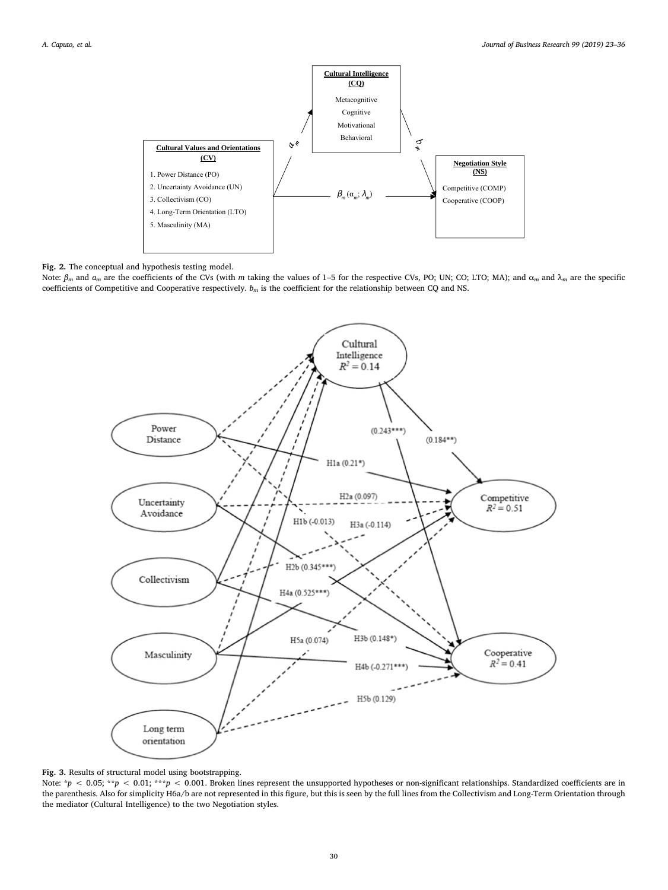**Fig. 2.** The conceptual and hypothesis testing model.

Note: $\beta_m$ and $a_m$ are the coefficients of the CVs (with $m$ taking the values of 1–5 for the respective CVs, PO; UN; CO; LTO; MA); and $\alpha_m$ and $\lambda_m$ are the specific coefficients of Competitive and Cooperative respectively. $b_m$ is the coefficient for the relationship between CQ and NS.

**Fig. 3.** Results of structural model using bootstrapping.

Note: *$p < 0.05$; **$p < 0.01$; ***$p < 0.001$. Broken lines represent the unsupported hypotheses or non-significant relationships. Standardized coefficients are in the parenthesis. Also for simplicity H6a/b are not represented in this figure, but this is seen by the full lines from the Collectivism and Long-Term Orientation through the mediator (Cultural Intelligence) to the two Negotiation styles.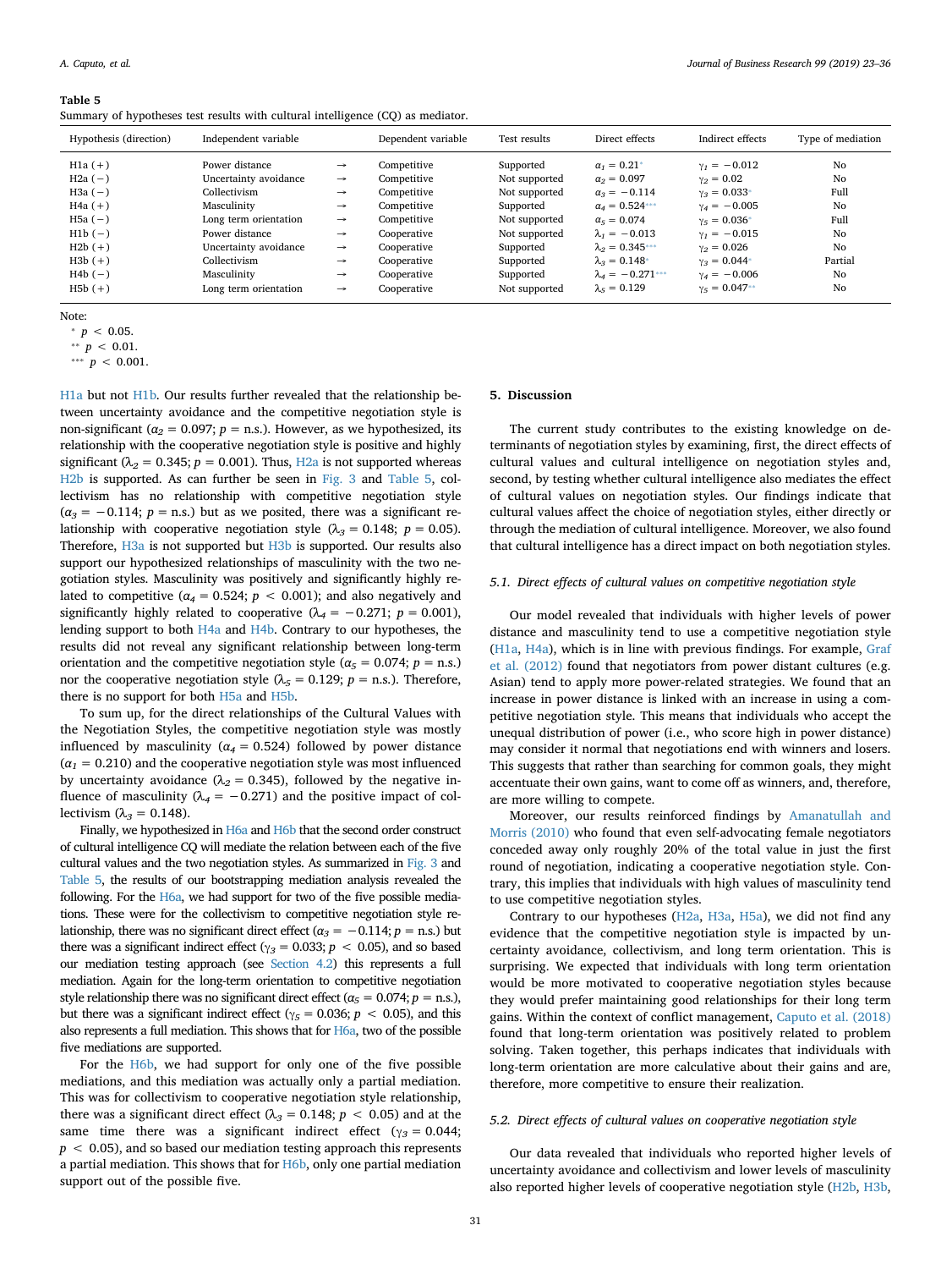**Table 5**
Summary of hypotheses test results with cultural intelligence (CQ) as mediator.

| Hypothesis (direction) | Independent variable | | Dependent variable | Test results | Direct effects | Indirect effects | Type of mediation |
|---|---|---|---|---|---|---|---|
| H1a (+) | Power distance | → | Competitive | Supported | $\alpha_1 = 0.21^{*}$ | $\gamma_1 = -0.012$ | No |
| H2a (−) | Uncertainty avoidance | → | Competitive | Not supported | $\alpha_2 = 0.097$ | $\gamma_2 = 0.02$ | No |
| H3a (−) | Collectivism | → | Competitive | Not supported | $\alpha_3 = -0.114$ | $\gamma_3 = 0.033^{*}$ | Full |
| H4a (+) | Masculinity | → | Competitive | Supported | $\alpha_4 = 0.524^{***}$ | $\gamma_4 = -0.005$ | No |
| H5a (−) | Long term orientation | → | Competitive | Not supported | $\alpha_5 = 0.074$ | $\gamma_5 = 0.036^{*}$ | Full |
| H1b (−) | Power distance | → | Cooperative | Not supported | $\lambda_1 = -0.013$ | $\gamma_1 = -0.015$ | No |
| H2b (+) | Uncertainty avoidance | → | Cooperative | Supported | $\lambda_2 = 0.345^{***}$ | $\gamma_2 = 0.026$ | No |
| H3b (+) | Collectivism | → | Cooperative | Supported | $\lambda_3 = 0.148^{*}$ | $\gamma_3 = 0.044^{*}$ | Partial |
| H4b (−) | Masculinity | → | Cooperative | Supported | $\lambda_4 = -0.271^{***}$ | $\gamma_4 = -0.006$ | No |
| H5b (+) | Long term orientation | → | Cooperative | Not supported | $\lambda_5 = 0.129$ | $\gamma_5 = 0.047^{**}$ | No |

Note:
\* $p < 0.05$.
\*\* $p < 0.01$.
\*\*\* $p < 0.001$.

H1a but not H1b. Our results further revealed that the relationship between uncertainty avoidance and the competitive negotiation style is non-significant ($\alpha_2 = 0.097$; $p$ = n.s.). However, as we hypothesized, its relationship with the cooperative negotiation style is positive and highly significant ($\lambda_2 = 0.345$; $p = 0.001$). Thus, H2a is not supported whereas H2b is supported. As can further be seen in Fig. 3 and Table 5, collectivism has no relationship with competitive negotiation style ($\alpha_3 = -0.114$; $p$ = n.s.) but as we posited, there was a significant relationship with cooperative negotiation style ($\lambda_3 = 0.148$; $p = 0.05$). Therefore, H3a is not supported but H3b is supported. Our results also support our hypothesized relationships of masculinity with the two negotiation styles. Masculinity was positively and significantly highly related to competitive ($\alpha_4 = 0.524$; $p < 0.001$); and also negatively and significantly highly related to cooperative ($\lambda_4 = -0.271$; $p = 0.001$), lending support to both H4a and H4b. Contrary to our hypotheses, the results did not reveal any significant relationship between long-term orientation and the competitive negotiation style ($\alpha_5 = 0.074$; $p$ = n.s.) nor the cooperative negotiation style ($\lambda_5 = 0.129$; $p$ = n.s.). Therefore, there is no support for both H5a and H5b.

To sum up, for the direct relationships of the Cultural Values with the Negotiation Styles, the competitive negotiation style was mostly influenced by masculinity ($\alpha_4 = 0.524$) followed by power distance ($\alpha_1 = 0.210$) and the cooperative negotiation style was most influenced by uncertainty avoidance ($\lambda_2 = 0.345$), followed by the negative influence of masculinity ($\lambda_4 = -0.271$) and the positive impact of collectivism ($\lambda_3 = 0.148$).

Finally, we hypothesized in H6a and H6b that the second order construct of cultural intelligence CQ will mediate the relation between each of the five cultural values and the two negotiation styles. As summarized in Fig. 3 and Table 5, the results of our bootstrapping mediation analysis revealed the following. For the H6a, we had support for two of the five possible mediations. These were for the collectivism to competitive negotiation style relationship, there was no significant direct effect ($\alpha_3 = -0.114$; $p$ = n.s.) but there was a significant indirect effect ($\gamma_3 = 0.033$; $p < 0.05$), and so based our mediation testing approach (see Section 4.2) this represents a full mediation. Again for the long-term orientation to competitive negotiation style relationship there was no significant direct effect ($\alpha_5 = 0.074$; $p$ = n.s.), but there was a significant indirect effect ($\gamma_5 = 0.036$; $p < 0.05$), and this also represents a full mediation. This shows that for H6a, two of the possible five mediations are supported.

For the H6b, we had support for only one of the five possible mediations, and this mediation was actually only a partial mediation. This was for collectivism to cooperative negotiation style relationship, there was a significant direct effect ($\lambda_3 = 0.148$; $p < 0.05$) and at the same time there was a significant indirect effect ($\gamma_3 = 0.044$; $p < 0.05$), and so based our mediation testing approach this represents a partial mediation. This shows that for H6b, only one partial mediation support out of the possible five.

## 5. Discussion

The current study contributes to the existing knowledge on determinants of negotiation styles by examining, first, the direct effects of cultural values and cultural intelligence on negotiation styles and, second, by testing whether cultural intelligence also mediates the effect of cultural values on negotiation styles. Our findings indicate that cultural values affect the choice of negotiation styles, either directly or through the mediation of cultural intelligence. Moreover, we also found that cultural intelligence has a direct impact on both negotiation styles.

### 5.1. Direct effects of cultural values on competitive negotiation style

Our model revealed that individuals with higher levels of power distance and masculinity tend to use a competitive negotiation style (H1a, H4a), which is in line with previous findings. For example, Graf et al. (2012) found that negotiators from power distant cultures (e.g. Asian) tend to apply more power-related strategies. We found that an increase in power distance is linked with an increase in using a competitive negotiation style. This means that individuals who accept the unequal distribution of power (i.e., who score high in power distance) may consider it normal that negotiations end with winners and losers. This suggests that rather than searching for common goals, they might accentuate their own gains, want to come off as winners, and, therefore, are more willing to compete.

Moreover, our results reinforced findings by Amanatullah and Morris (2010) who found that even self-advocating female negotiators conceded away only roughly 20% of the total value in just the first round of negotiation, indicating a cooperative negotiation style. Contrary, this implies that individuals with high values of masculinity tend to use competitive negotiation styles.

Contrary to our hypotheses (H2a, H3a, H5a), we did not find any evidence that the competitive negotiation style is impacted by uncertainty avoidance, collectivism, and long term orientation. This is surprising. We expected that individuals with long term orientation would be more motivated to cooperative negotiation styles because they would prefer maintaining good relationships for their long term gains. Within the context of conflict management, Caputo et al. (2018) found that long-term orientation was positively related to problem solving. Taken together, this perhaps indicates that individuals with long-term orientation are more calculative about their gains and are, therefore, more competitive to ensure their realization.

### 5.2. Direct effects of cultural values on cooperative negotiation style

Our data revealed that individuals who reported higher levels of uncertainty avoidance and collectivism and lower levels of masculinity also reported higher levels of cooperative negotiation style (H2b, H3b,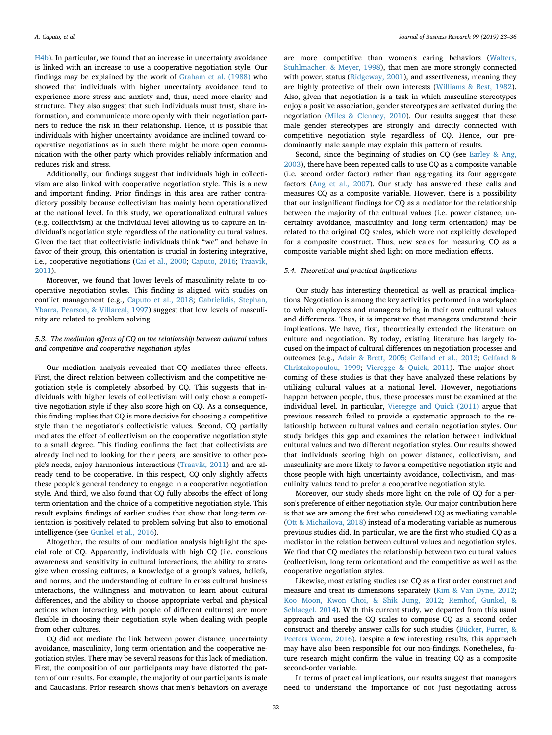H4b). In particular, we found that an increase in uncertainty avoidance is linked with an increase to use a cooperative negotiation style. Our findings may be explained by the work of Graham et al. (1988) who showed that individuals with higher uncertainty avoidance tend to experience more stress and anxiety and, thus, need more clarity and structure. They also suggest that such individuals must trust, share information, and communicate more openly with their negotiation partners to reduce the risk in their relationship. Hence, it is possible that individuals with higher uncertainty avoidance are inclined toward cooperative negotiations as in such there might be more open communication with the other party which provides reliably information and reduces risk and stress.

Additionally, our findings suggest that individuals high in collectivism are also linked with cooperative negotiation style. This is a new and important finding. Prior findings in this area are rather contradictory possibly because collectivism has mainly been operationalized at the national level. In this study, we operationalized cultural values (e.g. collectivism) at the individual level allowing us to capture an individual's negotiation style regardless of the nationality cultural values. Given the fact that collectivistic individuals think "we" and behave in favor of their group, this orientation is crucial in fostering integrative, i.e., cooperative negotiations (Cai et al., 2000; Caputo, 2016; Traavik, 2011).

Moreover, we found that lower levels of masculinity relate to cooperative negotiation styles. This finding is aligned with studies on conflict management (e.g., Caputo et al., 2018; Gabrielidis, Stephan, Ybarra, Pearson, & Villareal, 1997) suggest that low levels of masculinity are related to problem solving.

### 5.3. The mediation effects of CQ on the relationship between cultural values and competitive and cooperative negotiation styles

Our mediation analysis revealed that CQ mediates three effects. First, the direct relation between collectivism and the competitive negotiation style is completely absorbed by CQ. This suggests that individuals with higher levels of collectivism will only chose a competitive negotiation style if they also score high on CQ. As a consequence, this finding implies that CQ is more decisive for choosing a competitive style than the negotiator's collectivistic values. Second, CQ partially mediates the effect of collectivism on the cooperative negotiation style to a small degree. This finding confirms the fact that collectivists are already inclined to looking for their peers, are sensitive to other people's needs, enjoy harmonious interactions (Traavik, 2011) and are already tend to be cooperative. In this respect, CQ only slightly affects these people's general tendency to engage in a cooperative negotiation style. And third, we also found that CQ fully absorbs the effect of long term orientation and the choice of a competitive negotiation style. This result explains findings of earlier studies that show that long-term orientation is positively related to problem solving but also to emotional intelligence (see Gunkel et al., 2016).

Altogether, the results of our mediation analysis highlight the special role of CQ. Apparently, individuals with high CQ (i.e. conscious awareness and sensitivity in cultural interactions, the ability to strategize when crossing cultures, a knowledge of a group's values, beliefs, and norms, and the understanding of culture in cross cultural business interactions, the willingness and motivation to learn about cultural differences, and the ability to choose appropriate verbal and physical actions when interacting with people of different cultures) are more flexible in choosing their negotiation style when dealing with people from other cultures.

CQ did not mediate the link between power distance, uncertainty avoidance, masculinity, long term orientation and the cooperative negotiation styles. There may be several reasons for this lack of mediation. First, the composition of our participants may have distorted the pattern of our results. For example, the majority of our participants is male and Caucasians. Prior research shows that men's behaviors on average are more competitive than women's caring behaviors (Walters, Stuhlmacher, & Meyer, 1998), that men are more strongly connected with power, status (Ridgeway, 2001), and assertiveness, meaning they are highly protective of their own interests (Williams & Best, 1982). Also, given that negotiation is a task in which masculine stereotypes enjoy a positive association, gender stereotypes are activated during the negotiation (Miles & Clenney, 2010). Our results suggest that these male gender stereotypes are strongly and directly connected with competitive negotiation style regardless of CQ. Hence, our predominantly male sample may explain this pattern of results.

Second, since the beginning of studies on CQ (see Earley & Ang, 2003), there have been repeated calls to use CQ as a composite variable (i.e. second order factor) rather than aggregating its four aggregate factors (Ang et al., 2007). Our study has answered these calls and measures CQ as a composite variable. However, there is a possibility that our insignificant findings for CQ as a mediator for the relationship between the majority of the cultural values (i.e. power distance, uncertainty avoidance, masculinity and long term orientation) may be related to the original CQ scales, which were not explicitly developed for a composite construct. Thus, new scales for measuring CQ as a composite variable might shed light on more mediation effects.

### 5.4. Theoretical and practical implications

Our study has interesting theoretical as well as practical implications. Negotiation is among the key activities performed in a workplace to which employees and managers bring in their own cultural values and differences. Thus, it is imperative that managers understand their implications. We have, first, theoretically extended the literature on culture and negotiation. By today, existing literature has largely focused on the impact of cultural differences on negotiation processes and outcomes (e.g., Adair & Brett, 2005; Gelfand et al., 2013; Gelfand & Christakopoulou, 1999; Vieregge & Quick, 2011). The major shortcoming of these studies is that they have analyzed these relations by utilizing cultural values at a national level. However, negotiations happen between people, thus, these processes must be examined at the individual level. In particular, Vieregge and Quick (2011) argue that previous research failed to provide a systematic approach to the relationship between cultural values and certain negotiation styles. Our study bridges this gap and examines the relation between individual cultural values and two different negotiation styles. Our results showed that individuals scoring high on power distance, collectivism, and masculinity are more likely to favor a competitive negotiation style and those people with high uncertainty avoidance, collectivism, and masculinity values tend to prefer a cooperative negotiation style.

Moreover, our study sheds more light on the role of CQ for a person's preference of either negotiation style. Our major contribution here is that we are among the first who considered CQ as mediating variable (Ott & Michailova, 2018) instead of a moderating variable as numerous previous studies did. In particular, we are the first who studied CQ as a mediator in the relation between cultural values and negotiation styles. We find that CQ mediates the relationship between two cultural values (collectivism, long term orientation) and the competitive as well as the cooperative negotiation styles.

Likewise, most existing studies use CQ as a first order construct and measure and treat its dimensions separately (Kim & Van Dyne, 2012; Koo Moon, Kwon Choi, & Shik Jung, 2012; Remhof, Gunkel, & Schlaegel, 2014). With this current study, we departed from this usual approach and used the CQ scales to compose CQ as a second order construct and thereby answer calls for such studies (Bücker, Furrer, & Peeters Weem, 2016). Despite a few interesting results, this approach may have also been responsible for our non-findings. Nonetheless, future research might confirm the value in treating CQ as a composite second-order variable.

In terms of practical implications, our results suggest that managers need to understand the importance of not just negotiating across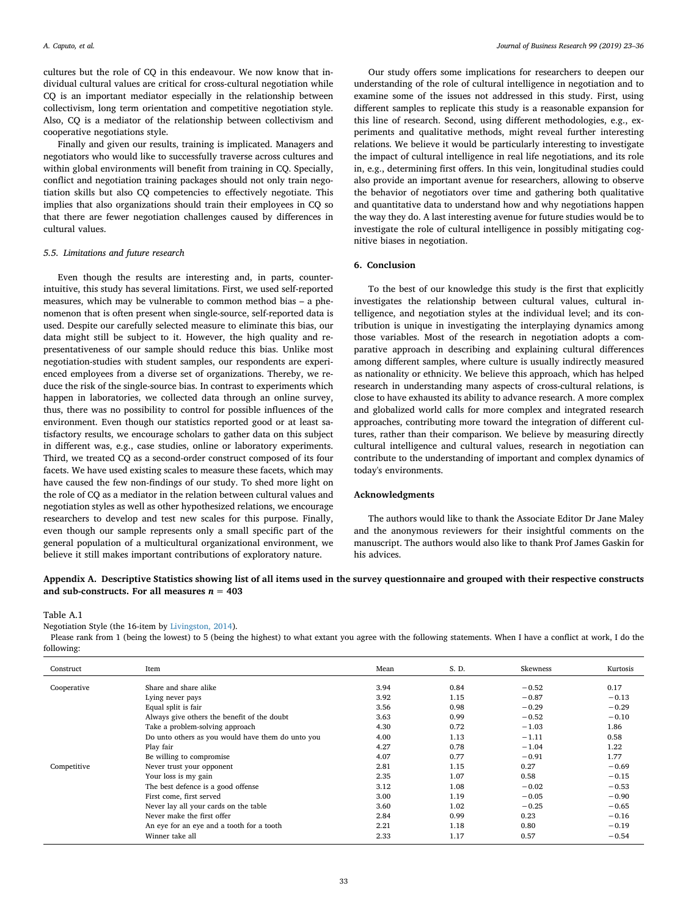cultures but the role of CQ in this endeavour. We now know that individual cultural values are critical for cross-cultural negotiation while CQ is an important mediator especially in the relationship between collectivism, long term orientation and competitive negotiation style. Also, CQ is a mediator of the relationship between collectivism and cooperative negotiations style.

Finally and given our results, training is implicated. Managers and negotiators who would like to successfully traverse across cultures and within global environments will benefit from training in CQ. Specially, conflict and negotiation training packages should not only train negotiation skills but also CQ competencies to effectively negotiate. This implies that also organizations should train their employees in CQ so that there are fewer negotiation challenges caused by differences in cultural values.

### 5.5. Limitations and future research

Even though the results are interesting and, in parts, counterintuitive, this study has several limitations. First, we used self-reported measures, which may be vulnerable to common method bias – a phenomenon that is often present when single-source, self-reported data is used. Despite our carefully selected measure to eliminate this bias, our data might still be subject to it. However, the high quality and representativeness of our sample should reduce this bias. Unlike most negotiation-studies with student samples, our respondents are experienced employees from a diverse set of organizations. Thereby, we reduce the risk of the single-source bias. In contrast to experiments which happen in laboratories, we collected data through an online survey, thus, there was no possibility to control for possible influences of the environment. Even though our statistics reported good or at least satisfactory results, we encourage scholars to gather data on this subject in different was, e.g., case studies, online or laboratory experiments. Third, we treated CQ as a second-order construct composed of its four facets. We have used existing scales to measure these facets, which may have caused the few non-findings of our study. To shed more light on the role of CQ as a mediator in the relation between cultural values and negotiation styles as well as other hypothesized relations, we encourage researchers to develop and test new scales for this purpose. Finally, even though our sample represents only a small specific part of the general population of a multicultural organizational environment, we believe it still makes important contributions of exploratory nature.

Our study offers some implications for researchers to deepen our understanding of the role of cultural intelligence in negotiation and to examine some of the issues not addressed in this study. First, using different samples to replicate this study is a reasonable expansion for this line of research. Second, using different methodologies, e.g., experiments and qualitative methods, might reveal further interesting relations. We believe it would be particularly interesting to investigate the impact of cultural intelligence in real life negotiations, and its role in, e.g., determining first offers. In this vein, longitudinal studies could also provide an important avenue for researchers, allowing to observe the behavior of negotiators over time and gathering both qualitative and quantitative data to understand how and why negotiations happen the way they do. A last interesting avenue for future studies would be to investigate the role of cultural intelligence in possibly mitigating cognitive biases in negotiation.

## 6. Conclusion

To the best of our knowledge this study is the first that explicitly investigates the relationship between cultural values, cultural intelligence, and negotiation styles at the individual level; and its contribution is unique in investigating the interplaying dynamics among those variables. Most of the research in negotiation adopts a comparative approach in describing and explaining cultural differences among different samples, where culture is usually indirectly measured as nationality or ethnicity. We believe this approach, which has helped research in understanding many aspects of cross-cultural relations, is close to have exhausted its ability to advance research. A more complex and globalized world calls for more complex and integrated research approaches, contributing more toward the integration of different cultures, rather than their comparison. We believe by measuring directly cultural intelligence and cultural values, research in negotiation can contribute to the understanding of important and complex dynamics of today's environments.

## Acknowledgments

The authors would like to thank the Associate Editor Dr Jane Maley and the anonymous reviewers for their insightful comments on the manuscript. The authors would also like to thank Prof James Gaskin for his advices.

## Appendix A. Descriptive Statistics showing list of all items used in the survey questionnaire and grouped with their respective constructs and sub-constructs. For all measures $n = 403$

Table A.1

Negotiation Style (the 16-item by Livingston, 2014).

Please rank from 1 (being the lowest) to 5 (being the highest) to what extant you agree with the following statements. When I have a conflict at work, I do the following:

| Construct | Item | Mean | S. D. | Skewness | Kurtosis |
|---|---|---|---|---|---|
| Cooperative | Share and share alike | 3.94 | 0.84 | −0.52 | 0.17 |
| | Lying never pays | 3.92 | 1.15 | −0.87 | −0.13 |
| | Equal split is fair | 3.56 | 0.98 | −0.29 | −0.29 |
| | Always give others the benefit of the doubt | 3.63 | 0.99 | −0.52 | −0.10 |
| | Take a problem-solving approach | 4.30 | 0.72 | −1.03 | 1.86 |
| | Do unto others as you would have them do unto you | 4.00 | 1.13 | −1.11 | 0.58 |
| | Play fair | 4.27 | 0.78 | −1.04 | 1.22 |
| | Be willing to compromise | 4.07 | 0.77 | −0.91 | 1.77 |
| Competitive | Never trust your opponent | 2.81 | 1.15 | 0.27 | −0.69 |
| | Your loss is my gain | 2.35 | 1.07 | 0.58 | −0.15 |
| | The best defence is a good offense | 3.12 | 1.08 | −0.02 | −0.53 |
| | First come, first served | 3.00 | 1.19 | −0.05 | −0.90 |
| | Never lay all your cards on the table | 3.60 | 1.02 | −0.25 | −0.65 |
| | Never make the first offer | 2.84 | 0.99 | 0.23 | −0.16 |
| | An eye for an eye and a tooth for a tooth | 2.21 | 1.18 | 0.80 | −0.19 |
| | Winner take all | 2.33 | 1.17 | 0.57 | −0.54 |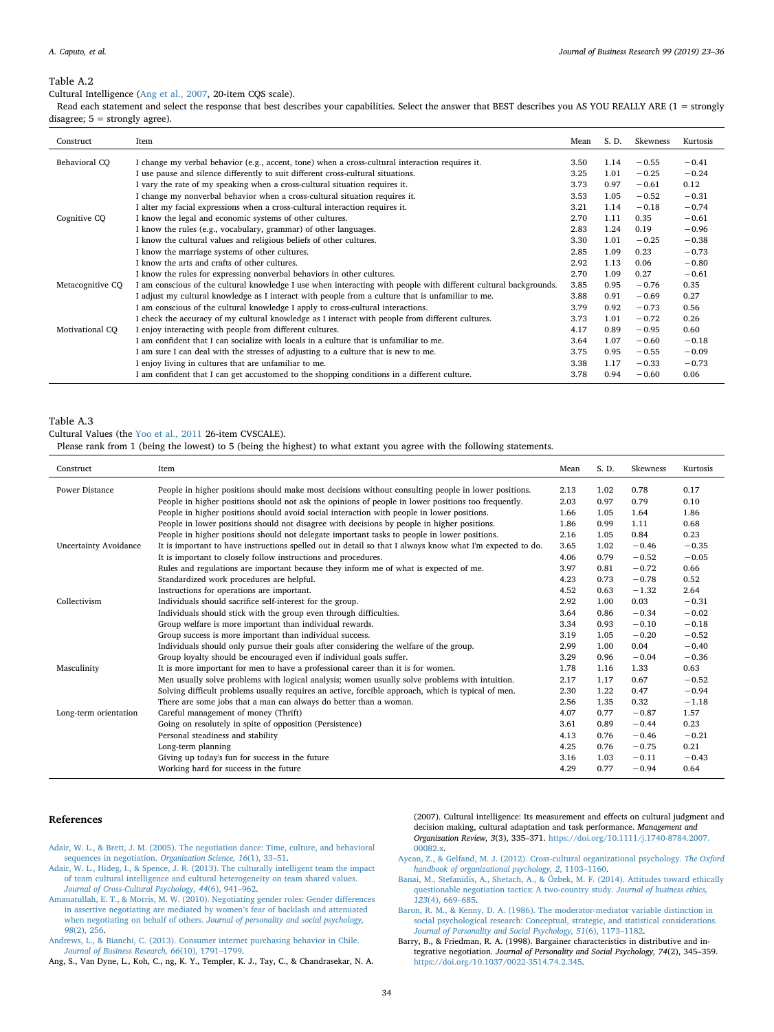Table A.2

Cultural Intelligence (Ang et al., 2007, 20-item CQS scale).

Read each statement and select the response that best describes your capabilities. Select the answer that BEST describes you AS YOU REALLY ARE (1 = strongly disagree; 5 = strongly agree).

| Construct | Item | Mean | S. D. | Skewness | Kurtosis |
|---|---|---|---|---|---|
| Behavioral CQ | I change my verbal behavior (e.g., accent, tone) when a cross-cultural interaction requires it. | 3.50 | 1.14 | −0.55 | −0.41 |
| | I use pause and silence differently to suit different cross-cultural situations. | 3.25 | 1.01 | −0.25 | −0.24 |
| | I vary the rate of my speaking when a cross-cultural situation requires it. | 3.73 | 0.97 | −0.61 | 0.12 |
| | I change my nonverbal behavior when a cross-cultural situation requires it. | 3.53 | 1.05 | −0.52 | −0.31 |
| | I alter my facial expressions when a cross-cultural interaction requires it. | 3.21 | 1.14 | −0.18 | −0.74 |
| Cognitive CQ | I know the legal and economic systems of other cultures. | 2.70 | 1.11 | 0.35 | −0.61 |
| | I know the rules (e.g., vocabulary, grammar) of other languages. | 2.83 | 1.24 | 0.19 | −0.96 |
| | I know the cultural values and religious beliefs of other cultures. | 3.30 | 1.01 | −0.25 | −0.38 |
| | I know the marriage systems of other cultures. | 2.85 | 1.09 | 0.23 | −0.73 |
| | I know the arts and crafts of other cultures. | 2.92 | 1.13 | 0.06 | −0.80 |
| | I know the rules for expressing nonverbal behaviors in other cultures. | 2.70 | 1.09 | 0.27 | −0.61 |
| Metacognitive CQ | I am conscious of the cultural knowledge I use when interacting with people with different cultural backgrounds. | 3.85 | 0.95 | −0.76 | 0.35 |
| | I adjust my cultural knowledge as I interact with people from a culture that is unfamiliar to me. | 3.88 | 0.91 | −0.69 | 0.27 |
| | I am conscious of the cultural knowledge I apply to cross-cultural interactions. | 3.79 | 0.92 | −0.73 | 0.56 |
| | I check the accuracy of my cultural knowledge as I interact with people from different cultures. | 3.73 | 1.01 | −0.72 | 0.26 |
| Motivational CQ | I enjoy interacting with people from different cultures. | 4.17 | 0.89 | −0.95 | 0.60 |
| | I am confident that I can socialize with locals in a culture that is unfamiliar to me. | 3.64 | 1.07 | −0.60 | −0.18 |
| | I am sure I can deal with the stresses of adjusting to a culture that is new to me. | 3.75 | 0.95 | −0.55 | −0.09 |
| | I enjoy living in cultures that are unfamiliar to me. | 3.38 | 1.17 | −0.33 | −0.73 |
| | I am confident that I can get accustomed to the shopping conditions in a different culture. | 3.78 | 0.94 | −0.60 | 0.06 |

Table A.3

Cultural Values (the Yoo et al., 2011 26-item CVSCALE).

Please rank from 1 (being the lowest) to 5 (being the highest) to what extant you agree with the following statements.

| Construct | Item | Mean | S. D. | Skewness | Kurtosis |
|---|---|---|---|---|---|
| Power Distance | People in higher positions should make most decisions without consulting people in lower positions. | 2.13 | 1.02 | 0.78 | 0.17 |
| | People in higher positions should not ask the opinions of people in lower positions too frequently. | 2.03 | 0.97 | 0.79 | 0.10 |
| | People in higher positions should avoid social interaction with people in lower positions. | 1.66 | 1.05 | 1.64 | 1.86 |
| | People in lower positions should not disagree with decisions by people in higher positions. | 1.86 | 0.99 | 1.11 | 0.68 |
| | People in higher positions should not delegate important tasks to people in lower positions. | 2.16 | 1.05 | 0.84 | 0.23 |
| Uncertainty Avoidance | It is important to have instructions spelled out in detail so that I always know what I'm expected to do. | 3.65 | 1.02 | −0.46 | −0.35 |
| | It is important to closely follow instructions and procedures. | 4.06 | 0.79 | −0.52 | −0.05 |
| | Rules and regulations are important because they inform me of what is expected of me. | 3.97 | 0.81 | −0.72 | 0.66 |
| | Standardized work procedures are helpful. | 4.23 | 0.73 | −0.78 | 0.52 |
| | Instructions for operations are important. | 4.52 | 0.63 | −1.32 | 2.64 |
| Collectivism | Individuals should sacrifice self-interest for the group. | 2.92 | 1.00 | 0.03 | −0.31 |
| | Individuals should stick with the group even through difficulties. | 3.64 | 0.86 | −0.34 | −0.02 |
| | Group welfare is more important than individual rewards. | 3.34 | 0.93 | −0.10 | −0.18 |
| | Group success is more important than individual success. | 3.19 | 1.05 | −0.20 | −0.52 |
| | Individuals should only pursue their goals after considering the welfare of the group. | 2.99 | 1.00 | 0.04 | −0.40 |
| | Group loyalty should be encouraged even if individual goals suffer. | 3.29 | 0.96 | −0.04 | −0.36 |
| Masculinity | It is more important for men to have a professional career than it is for women. | 1.78 | 1.16 | 1.33 | 0.63 |
| | Men usually solve problems with logical analysis; women usually solve problems with intuition. | 2.17 | 1.17 | 0.67 | −0.52 |
| | Solving difficult problems usually requires an active, forcible approach, which is typical of men. | 2.30 | 1.22 | 0.47 | −0.94 |
| | There are some jobs that a man can always do better than a woman. | 2.56 | 1.35 | 0.32 | −1.18 |
| Long-term orientation | Careful management of money (Thrift) | 4.07 | 0.77 | −0.87 | 1.57 |
| | Going on resolutely in spite of opposition (Persistence) | 3.61 | 0.89 | −0.44 | 0.23 |
| | Personal steadiness and stability | 4.13 | 0.76 | −0.46 | −0.21 |
| | Long-term planning | 4.25 | 0.76 | −0.75 | 0.21 |
| | Giving up today's fun for success in the future | 3.16 | 1.03 | −0.11 | −0.43 |
| | Working hard for success in the future | 4.29 | 0.77 | −0.94 | 0.64 |

## References

Adair, W. L., & Brett, J. M. (2005). The negotiation dance: Time, culture, and behavioral sequences in negotiation. *Organization Science, 16*(1), 33–51.

Adair, W. L., Hideg, I., & Spence, J. R. (2013). The culturally intelligent team the impact of team cultural intelligence and cultural heterogeneity on team shared values. *Journal of Cross-Cultural Psychology, 44*(6), 941–962.

Amanatullah, E. T., & Morris, M. W. (2010). Negotiating gender roles: Gender differences in assertive negotiating are mediated by women's fear of backlash and attenuated when negotiating on behalf of others. *Journal of personality and social psychology, 98*(2), 256.

Andrews, L., & Bianchi, C. (2013). Consumer internet purchasing behavior in Chile. *Journal of Business Research, 66*(10), 1791–1799.

Ang, S., Van Dyne, L., Koh, C., ng, K. Y., Templer, K. J., Tay, C., & Chandrasekar, N. A. (2007). Cultural intelligence: Its measurement and effects on cultural judgment and decision making, cultural adaptation and task performance. *Management and Organization Review, 3*(3), 335–371. https://doi.org/10.1111/j.1740-8784.2007.00082.x.

Aycan, Z., & Gelfand, M. J. (2012). Cross-cultural organizational psychology. *The Oxford handbook of organizational psychology, 2*, 1103–1160.

Banai, M., Stefanidis, A., Shetach, A., & Özbek, M. F. (2014). Attitudes toward ethically questionable negotiation tactics: A two-country study. *Journal of business ethics, 123*(4), 669–685.

Baron, R. M., & Kenny, D. A. (1986). The moderator-mediator variable distinction in social psychological research: Conceptual, strategic, and statistical considerations. *Journal of Personality and Social Psychology, 51*(6), 1173–1182.

Barry, B., & Friedman, R. A. (1998). Bargainer characteristics in distributive and integrative negotiation. *Journal of Personality and Social Psychology, 74*(2), 345–359. https://doi.org/10.1037/0022-3514.74.2.345.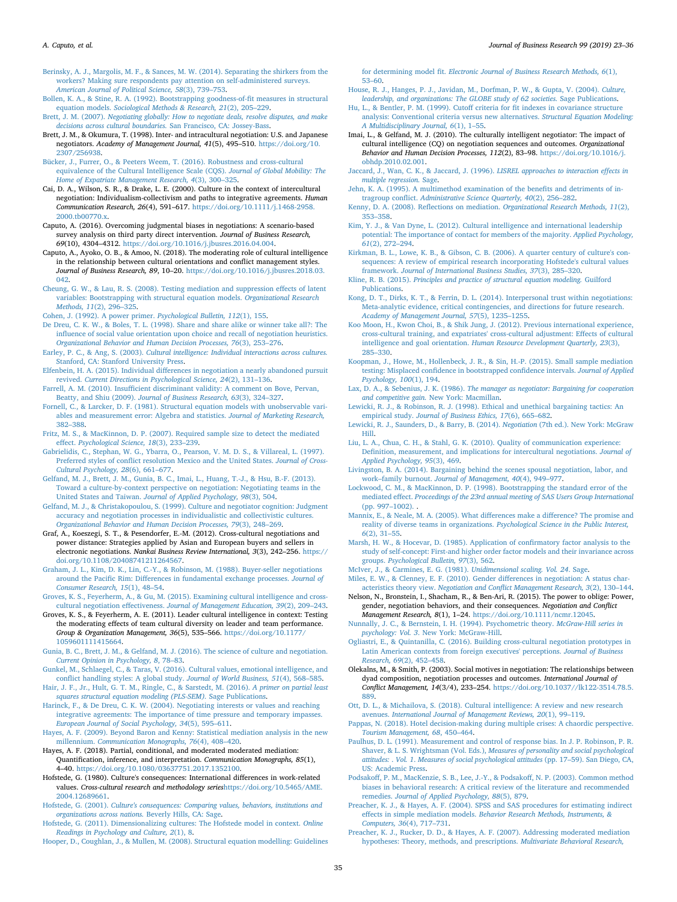Berinsky, A. J., Margolis, M. F., & Sances, M. W. (2014). Separating the shirkers from the workers? Making sure respondents pay attention on self-administered surveys. *American Journal of Political Science, 58*(3), 739–753.

Bollen, K. A., & Stine, R. A. (1992). Bootstrapping goodness-of-fit measures in structural equation models. *Sociological Methods & Research, 21*(2), 205–229.

Brett, J. M. (2007). *Negotiating globally: How to negotiate deals, resolve disputes, and make decisions across cultural boundaries.* San Francisco, CA: Jossey-Bass.

Brett, J. M., & Okumura, T. (1998). Inter- and intracultural negotiation: U.S. and Japanese negotiators. *Academy of Management Journal, 41*(5), 495–510. https://doi.org/10.2307/256938.

Bücker, J., Furrer, O., & Peeters Weem, T. (2016). Robustness and cross-cultural equivalence of the Cultural Intelligence Scale (CQS). *Journal of Global Mobility: The Home of Expatriate Management Research, 4*(3), 300–325.

Cai, D. A., Wilson, S. R., & Drake, L. E. (2000). Culture in the context of intercultural negotiation: Individualism-collectivism and paths to integrative agreements. *Human Communication Research, 26*(4), 591–617. https://doi.org/10.1111/j.1468-2958.2000.tb00770.x.

Caputo, A. (2016). Overcoming judgmental biases in negotiations: A scenario-based survey analysis on third party direct intervention. *Journal of Business Research, 69*(10), 4304–4312. https://doi.org/10.1016/j.jbusres.2016.04.004.

Caputo, A., Ayoko, O. B., & Amoo, N. (2018). The moderating role of cultural intelligence in the relationship between cultural orientations and conflict management styles. *Journal of Business Research, 89*, 10–20. https://doi.org/10.1016/j.jbusres.2018.03.042.

Cheung, G. W., & Lau, R. S. (2008). Testing mediation and suppression effects of latent variables: Bootstrapping with structural equation models. *Organizational Research Methods, 11*(2), 296–325.

Cohen, J. (1992). A power primer. *Psychological Bulletin, 112*(1), 155.

De Dreu, C. K. W., & Boles, T. L. (1998). Share and share alike or winner take all?: The influence of social value orientation upon choice and recall of negotiation heuristics. *Organizational Behavior and Human Decision Processes, 76*(3), 253–276.

Earley, P. C., & Ang, S. (2003). *Cultural intelligence: Individual interactions across cultures.* Stanford, CA: Stanford University Press.

Elfenbein, H. A. (2015). Individual differences in negotiation a nearly abandoned pursuit revived. *Current Directions in Psychological Science, 24*(2), 131–136.

Farrell, A. M. (2010). Insufficient discriminant validity: A comment on Bove, Pervan, Beatty, and Shiu (2009). *Journal of Business Research, 63*(3), 324–327.

Fornell, C., & Larcker, D. F. (1981). Structural equation models with unobservable variables and measurement error: Algebra and statistics. *Journal of Marketing Research*, 382–388.

Fritz, M. S., & MacKinnon, D. P. (2007). Required sample size to detect the mediated effect. *Psychological Science, 18*(3), 233–239.

Gabrielidis, C., Stephan, W. G., Ybarra, O., Pearson, V. M. D. S., & Villareal, L. (1997). Preferred styles of conflict resolution Mexico and the United States. *Journal of Cross-Cultural Psychology, 28*(6), 661–677.

Gelfand, M. J., Brett, J. M., Gunia, B. C., Imai, L., Huang, T.-J., & Hsu, B.-F. (2013). Toward a culture-by-context perspective on negotiation: Negotiating teams in the United States and Taiwan. *Journal of Applied Psychology, 98*(3), 504.

Gelfand, M. J., & Christakopoulou, S. (1999). Culture and negotiator cognition: Judgment accuracy and negotiation processes in individualistic and collectivistic cultures. *Organizational Behavior and Human Decision Processes, 79*(3), 248–269.

Graf, A., Koeszegi, S. T., & Pesendorfer, E.-M. (2012). Cross-cultural negotiations and power distance: Strategies applied by Asian and European buyers and sellers in electronic negotiations. *Nankai Business Review International, 3*(3), 242–256. https://doi.org/10.1108/20408741211264567.

Graham, J. L., Kim, D. K., Lin, C.-Y., & Robinson, M. (1988). Buyer-seller negotiations around the Pacific Rim: Differences in fundamental exchange processes. *Journal of Consumer Research, 15*(1), 48–54.

Groves, K. S., Feyerherm, A., & Gu, M. (2015). Examining cultural intelligence and cross-cultural negotiation effectiveness. *Journal of Management Education, 39*(2), 209–243.

Groves, K. S., & Feyerherm, A. E. (2011). Leader cultural intelligence in context: Testing the moderating effects of team cultural diversity on leader and team performance. *Group & Organization Management, 36*(5), 535–566. https://doi.org/10.1177/1059601111415664.

Gunia, B. C., Brett, J. M., & Gelfand, M. J. (2016). The science of culture and negotiation. *Current Opinion in Psychology, 8*, 78–83.

Gunkel, M., Schlaegel, C., & Taras, V. (2016). Cultural values, emotional intelligence, and conflict handling styles: A global study. *Journal of World Business, 51*(4), 568–585.

Hair, J. F., Jr., Hult, G. T. M., Ringle, C., & Sarstedt, M. (2016). *A primer on partial least squares structural equation modeling (PLS-SEM).* Sage Publications.

Harinck, F., & De Dreu, C. K. W. (2004). Negotiating interests or values and reaching integrative agreements: The importance of time pressure and temporary impasses. *European Journal of Social Psychology, 34*(5), 595–611.

Hayes, A. F. (2009). Beyond Baron and Kenny: Statistical mediation analysis in the new millennium. *Communication Monographs, 76*(4), 408–420.

Hayes, A. F. (2018). Partial, conditional, and moderated moderated mediation: Quantification, inference, and interpretation. *Communication Monographs, 85*(1), 4–40. https://doi.org/10.1080/03637751.2017.1352100.

Hofstede, G. (1980). Culture's consequences: International differences in work-related values. *Cross-cultural research and methodology series*https://doi.org/10.5465/AME.2004.12689661.

Hofstede, G. (2001). *Culture's consequences: Comparing values, behaviors, institutions and organizations across nations.* Beverly Hills, CA: Sage.

Hofstede, G. (2011). Dimensionalizing cultures: The Hofstede model in context. *Online Readings in Psychology and Culture, 2*(1), 8.

Hooper, D., Coughlan, J., & Mullen, M. (2008). Structural equation modelling: Guidelines for determining model fit. *Electronic Journal of Business Research Methods, 6*(1), 53–60.

House, R. J., Hanges, P. J., Javidan, M., Dorfman, P. W., & Gupta, V. (2004). *Culture, leadership, and organizations: The GLOBE study of 62 societies.* Sage Publications.

Hu, L., & Bentler, P. M. (1999). Cutoff criteria for fit indexes in covariance structure analysis: Conventional criteria versus new alternatives. *Structural Equation Modeling: A Multidisciplinary Journal, 6*(1), 1–55.

Imai, L., & Gelfand, M. J. (2010). The culturally intelligent negotiator: The impact of cultural intelligence (CQ) on negotiation sequences and outcomes. *Organizational Behavior and Human Decision Processes, 112*(2), 83–98. https://doi.org/10.1016/j.obhdp.2010.02.001.

Jaccard, J., Wan, C. K., & Jaccard, J. (1996). *LISREL approaches to interaction effects in multiple regression.* Sage.

Jehn, K. A. (1995). A multimethod examination of the benefits and detriments of intragroup conflict. *Administrative Science Quarterly, 40*(2), 256–282.

Kenny, D. A. (2008). Reflections on mediation. *Organizational Research Methods, 11*(2), 353–358.

Kim, Y. J., & Van Dyne, L. (2012). Cultural intelligence and international leadership potential: The importance of contact for members of the majority. *Applied Psychology, 61*(2), 272–294.

Kirkman, B. L., Lowe, K. B., & Gibson, C. B. (2006). A quarter century of culture's consequences: A review of empirical research incorporating Hofstede's cultural values framework. *Journal of International Business Studies, 37*(3), 285–320.

Kline, R. B. (2015). *Principles and practice of structural equation modeling.* Guilford Publications.

Kong, D. T., Dirks, K. T., & Ferrin, D. L. (2014). Interpersonal trust within negotiations: Meta-analytic evidence, critical contingencies, and directions for future research. *Academy of Management Journal, 57*(5), 1235–1255.

Koo Moon, H., Kwon Choi, B., & Shik Jung, J. (2012). Previous international experience, cross-cultural training, and expatriates' cross-cultural adjustment: Effects of cultural intelligence and goal orientation. *Human Resource Development Quarterly, 23*(3), 285–330.

Koopman, J., Howe, M., Hollenbeck, J. R., & Sin, H.-P. (2015). Small sample mediation testing: Misplaced confidence in bootstrapped confidence intervals. *Journal of Applied Psychology, 100*(1), 194.

Lax, D. A., & Sebenius, J. K. (1986). *The manager as negotiator: Bargaining for cooperation and competitive gain.* New York: Macmillan.

Lewicki, R. J., & Robinson, R. J. (1998). Ethical and unethical bargaining tactics: An empirical study. *Journal of Business Ethics, 17*(6), 665–682.

Lewicki, R. J., Saunders, D., & Barry, B. (2014). *Negotiation* (7th ed.). New York: McGraw Hill.

Liu, L. A., Chua, C. H., & Stahl, G. K. (2010). Quality of communication experience: Definition, measurement, and implications for intercultural negotiations. *Journal of Applied Psychology, 95*(3), 469.

Livingston, B. A. (2014). Bargaining behind the scenes spousal negotiation, labor, and work–family burnout. *Journal of Management, 40*(4), 949–977.

Lockwood, C. M., & MacKinnon, D. P. (1998). Bootstrapping the standard error of the mediated effect. *Proceedings of the 23rd annual meeting of SAS Users Group International* (pp. 997–1002). .

Mannix, E., & Neale, M. A. (2005). What differences make a difference? The promise and reality of diverse teams in organizations. *Psychological Science in the Public Interest, 6*(2), 31–55.

Marsh, H. W., & Hocevar, D. (1985). Application of confirmatory factor analysis to the study of self-concept: First-and higher order factor models and their invariance across groups. *Psychological Bulletin, 97*(3), 562.

McIver, J., & Carmines, E. G. (1981). *Unidimensional scaling. Vol. 24*. Sage.

Miles, E. W., & Clenney, E. F. (2010). Gender differences in negotiation: A status characteristics theory view. *Negotiation and Conflict Management Research, 3*(2), 130–144.

Nelson, N., Bronstein, I., Shacham, R., & Ben-Ari, R. (2015). The power to oblige: Power, gender, negotiation behaviors, and their consequences. *Negotiation and Conflict Management Research, 8*(1), 1–24. https://doi.org/10.1111/ncmr.12045.

Nunnally, J. C., & Bernstein, I. H. (1994). Psychometric theory. *McGraw-Hill series in psychology: Vol. 3*. New York: McGraw-Hill.

Ogliastri, E., & Quintanilla, C. (2016). Building cross-cultural negotiation prototypes in Latin American contexts from foreign executives' perceptions. *Journal of Business Research, 69*(2), 452–458.

Olekalns, M., & Smith, P. (2003). Social motives in negotiation: The relationships between dyad composition, negotiation processes and outcomes. *International Journal of Conflict Management, 14*(3/4), 233–254. https://doi.org/10.1037//lk122-3514.78.5.889.

Ott, D. L., & Michailova, S. (2018). Cultural intelligence: A review and new research avenues. *International Journal of Management Reviews, 20*(1), 99–119.

Pappas, N. (2018). Hotel decision-making during multiple crises: A chaordic perspective. *Tourism Management, 68*, 450–464.

Paulhus, D. L. (1991). Measurement and control of response bias. In J. P. Robinson, P. R. Shaver, & L. S. Wrightsman (Vol. Eds.), *Measures of personality and social psychological attitudes: . Vol. 1. Measures of social psychological attitudes* (pp. 17–59). San Diego, CA, US: Academic Press.

Podsakoff, P. M., MacKenzie, S. B., Lee, J.-Y., & Podsakoff, N. P. (2003). Common method biases in behavioral research: A critical review of the literature and recommended remedies. *Journal of Applied Psychology, 88*(5), 879.

Preacher, K. J., & Hayes, A. F. (2004). SPSS and SAS procedures for estimating indirect effects in simple mediation models. *Behavior Research Methods, Instruments, & Computers, 36*(4), 717–731.

Preacher, K. J., Rucker, D. D., & Hayes, A. F. (2007). Addressing moderated mediation hypotheses: Theory, methods, and prescriptions. *Multivariate Behavioral Research,*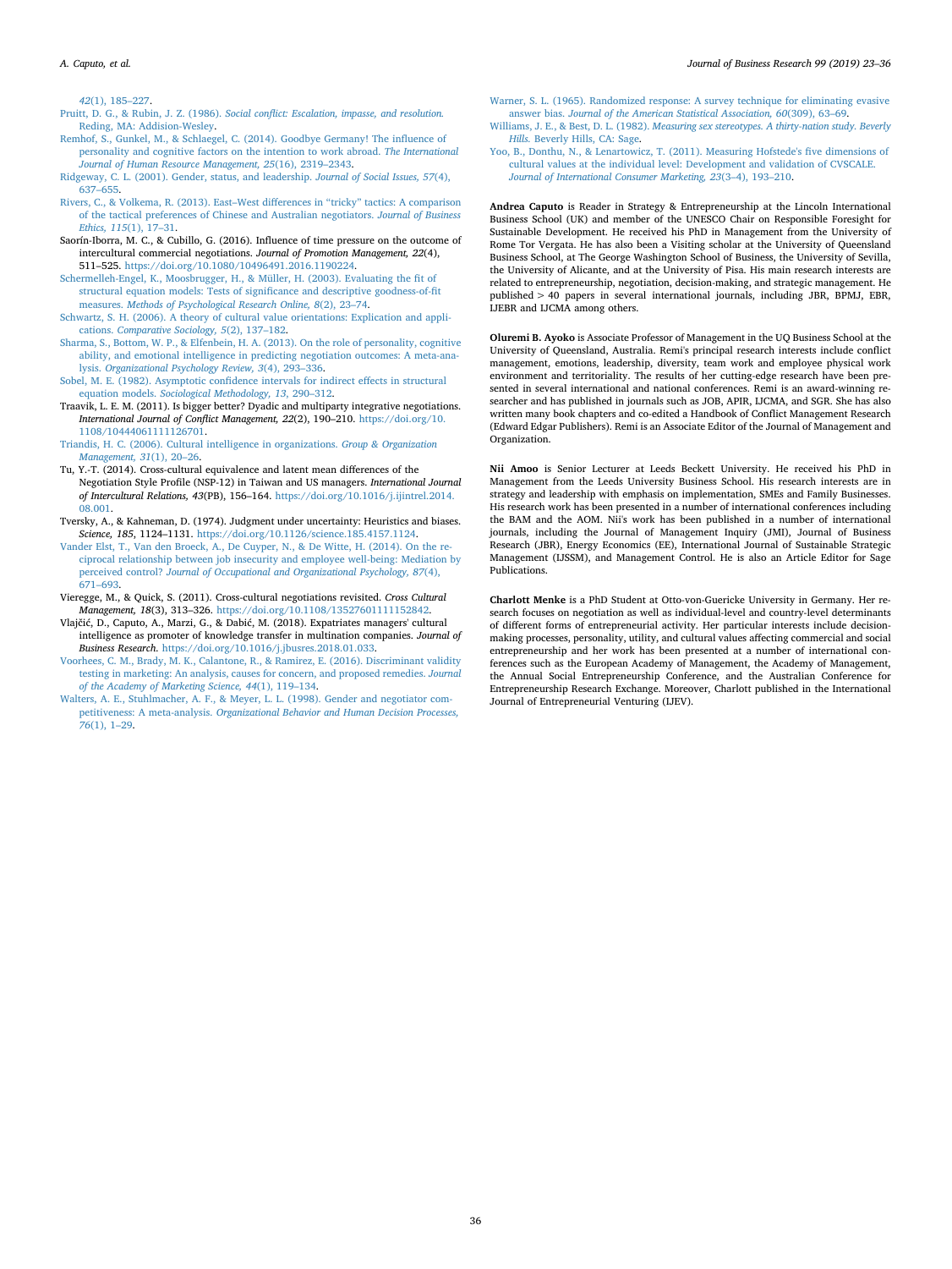*42*(1), 185–227.

Pruitt, D. G., & Rubin, J. Z. (1986). *Social conflict: Escalation, impasse, and resolution.* Reding, MA: Addision-Wesley.

Remhof, S., Gunkel, M., & Schlaegel, C. (2014). Goodbye Germany! The influence of personality and cognitive factors on the intention to work abroad. *The International Journal of Human Resource Management, 25*(16), 2319–2343.

Ridgeway, C. L. (2001). Gender, status, and leadership. *Journal of Social Issues, 57*(4), 637–655.

Rivers, C., & Volkema, R. (2013). East–West differences in "tricky" tactics: A comparison of the tactical preferences of Chinese and Australian negotiators. *Journal of Business Ethics, 115*(1), 17–31.

Saorín-Iborra, M. C., & Cubillo, G. (2016). Influence of time pressure on the outcome of intercultural commercial negotiations. *Journal of Promotion Management, 22*(4), 511–525. https://doi.org/10.1080/10496491.2016.1190224.

Schermelleh-Engel, K., Moosbrugger, H., & Müller, H. (2003). Evaluating the fit of structural equation models: Tests of significance and descriptive goodness-of-fit measures. *Methods of Psychological Research Online, 8*(2), 23–74.

Schwartz, S. H. (2006). A theory of cultural value orientations: Explication and applications. *Comparative Sociology, 5*(2), 137–182.

Sharma, S., Bottom, W. P., & Elfenbein, H. A. (2013). On the role of personality, cognitive ability, and emotional intelligence in predicting negotiation outcomes: A meta-analysis. *Organizational Psychology Review, 3*(4), 293–336.

Sobel, M. E. (1982). Asymptotic confidence intervals for indirect effects in structural equation models. *Sociological Methodology, 13*, 290–312.

Traavik, L. E. M. (2011). Is bigger better? Dyadic and multiparty integrative negotiations. *International Journal of Conflict Management, 22*(2), 190–210. https://doi.org/10.1108/10444061111126701.

Triandis, H. C. (2006). Cultural intelligence in organizations. *Group & Organization Management, 31*(1), 20–26.

Tu, Y.-T. (2014). Cross-cultural equivalence and latent mean differences of the Negotiation Style Profile (NSP-12) in Taiwan and US managers. *International Journal of Intercultural Relations, 43*(PB), 156–164. https://doi.org/10.1016/j.ijintrel.2014.08.001.

Tversky, A., & Kahneman, D. (1974). Judgment under uncertainty: Heuristics and biases. *Science, 185*, 1124–1131. https://doi.org/10.1126/science.185.4157.1124.

Vander Elst, T., Van den Broeck, A., De Cuyper, N., & De Witte, H. (2014). On the reciprocal relationship between job insecurity and employee well-being: Mediation by perceived control? *Journal of Occupational and Organizational Psychology, 87*(4), 671–693.

Vieregge, M., & Quick, S. (2011). Cross-cultural negotiations revisited. *Cross Cultural Management, 18*(3), 313–326. https://doi.org/10.1108/13527601111152842.

Vlajčić, D., Caputo, A., Marzi, G., & Dabić, M. (2018). Expatriates managers' cultural intelligence as promoter of knowledge transfer in multination companies. *Journal of Business Research*. https://doi.org/10.1016/j.jbusres.2018.01.033.

Voorhees, C. M., Brady, M. K., Calantone, R., & Ramirez, E. (2016). Discriminant validity testing in marketing: An analysis, causes for concern, and proposed remedies. *Journal of the Academy of Marketing Science, 44*(1), 119–134.

Walters, A. E., Stuhlmacher, A. F., & Meyer, L. L. (1998). Gender and negotiator competitiveness: A meta-analysis. *Organizational Behavior and Human Decision Processes, 76*(1), 1–29.

Warner, S. L. (1965). Randomized response: A survey technique for eliminating evasive answer bias. *Journal of the American Statistical Association, 60*(309), 63–69.

Williams, J. E., & Best, D. L. (1982). *Measuring sex stereotypes. A thirty-nation study. Beverly Hills.* Beverly Hills, CA: Sage.

Yoo, B., Donthu, N., & Lenartowicz, T. (2011). Measuring Hofstede's five dimensions of cultural values at the individual level: Development and validation of CVSCALE. *Journal of International Consumer Marketing, 23*(3–4), 193–210.

**Andrea Caputo** is Reader in Strategy & Entrepreneurship at the Lincoln International Business School (UK) and member of the UNESCO Chair on Responsible Foresight for Sustainable Development. He received his PhD in Management from the University of Rome Tor Vergata. He has also been a Visiting scholar at the University of Queensland Business School, at The George Washington School of Business, the University of Sevilla, the University of Alicante, and at the University of Pisa. His main research interests are related to entrepreneurship, negotiation, decision-making, and strategic management. He published > 40 papers in several international journals, including JBR, BPMJ, EBR, IJEBR and IJCMA among others.

**Oluremi B. Ayoko** is Associate Professor of Management in the UQ Business School at the University of Queensland, Australia. Remi's principal research interests include conflict management, emotions, leadership, diversity, team work and employee physical work environment and territoriality. The results of her cutting-edge research have been presented in several international and national conferences. Remi is an award-winning researcher and has published in journals such as JOB, APIR, IJCMA, and SGR. She has also written many book chapters and co-edited a Handbook of Conflict Management Research (Edward Edgar Publishers). Remi is an Associate Editor of the Journal of Management and Organization.

**Nii Amoo** is Senior Lecturer at Leeds Beckett University. He received his PhD in Management from the Leeds University Business School. His research interests are in strategy and leadership with emphasis on implementation, SMEs and Family Businesses. His research work has been presented in a number of international conferences including the BAM and the AOM. Nii's work has been published in a number of international journals, including the Journal of Management Inquiry (JMI), Journal of Business Research (JBR), Energy Economics (EE), International Journal of Sustainable Strategic Management (IJSSM), and Management Control. He is also an Article Editor for Sage Publications.

**Charlott Menke** is a PhD Student at Otto-von-Guericke University in Germany. Her research focuses on negotiation as well as individual-level and country-level determinants of different forms of entrepreneurial activity. Her particular interests include decision-making processes, personality, utility, and cultural values affecting commercial and social entrepreneurship and her work has been presented at a number of international conferences such as the European Academy of Management, the Academy of Management, the Annual Social Entrepreneurship Conference, and the Australian Conference for Entrepreneurship Research Exchange. Moreover, Charlott published in the International Journal of Entrepreneurial Venturing (IJEV).